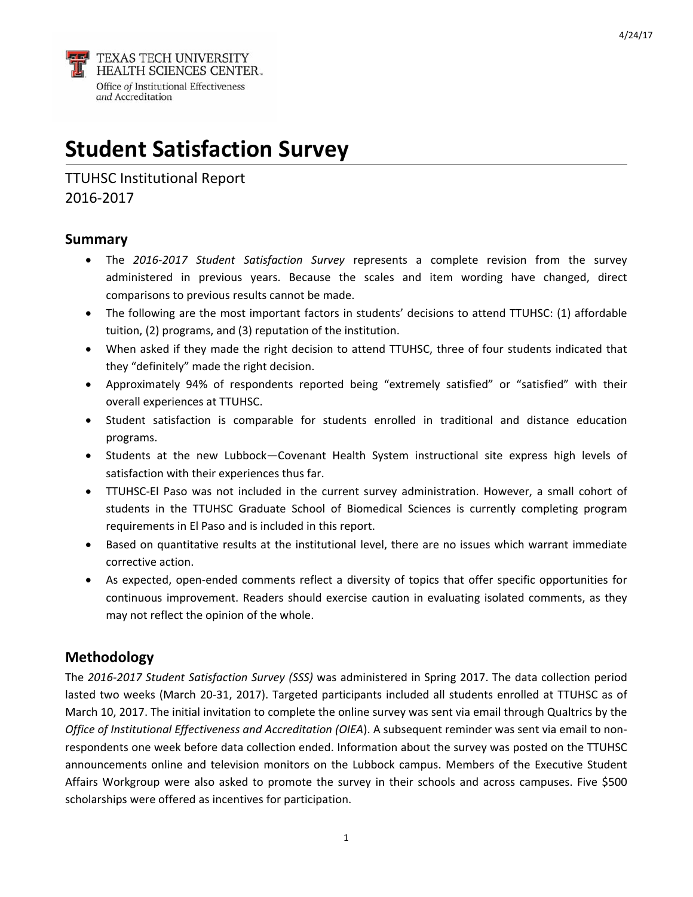TEXAS TECH UNIVERSITY HEALTH SCIENCES CENTER
Office *of* Institutional Effectiveness *and* Accreditation

# Student Satisfaction Survey

TTUHSC Institutional Report
2016-2017

## Summary

- The *2016-2017 Student Satisfaction Survey* represents a complete revision from the survey administered in previous years. Because the scales and item wording have changed, direct comparisons to previous results cannot be made.
- The following are the most important factors in students' decisions to attend TTUHSC: (1) affordable tuition, (2) programs, and (3) reputation of the institution.
- When asked if they made the right decision to attend TTUHSC, three of four students indicated that they "definitely" made the right decision.
- Approximately 94% of respondents reported being "extremely satisfied" or "satisfied" with their overall experiences at TTUHSC.
- Student satisfaction is comparable for students enrolled in traditional and distance education programs.
- Students at the new Lubbock—Covenant Health System instructional site express high levels of satisfaction with their experiences thus far.
- TTUHSC-El Paso was not included in the current survey administration. However, a small cohort of students in the TTUHSC Graduate School of Biomedical Sciences is currently completing program requirements in El Paso and is included in this report.
- Based on quantitative results at the institutional level, there are no issues which warrant immediate corrective action.
- As expected, open-ended comments reflect a diversity of topics that offer specific opportunities for continuous improvement. Readers should exercise caution in evaluating isolated comments, as they may not reflect the opinion of the whole.

## Methodology

The *2016-2017 Student Satisfaction Survey (SSS)* was administered in Spring 2017. The data collection period lasted two weeks (March 20-31, 2017). Targeted participants included all students enrolled at TTUHSC as of March 10, 2017. The initial invitation to complete the online survey was sent via email through Qualtrics by the *Office of Institutional Effectiveness and Accreditation (OIEA)*. A subsequent reminder was sent via email to non-respondents one week before data collection ended. Information about the survey was posted on the TTUHSC announcements online and television monitors on the Lubbock campus. Members of the Executive Student Affairs Workgroup were also asked to promote the survey in their schools and across campuses. Five $500 scholarships were offered as incentives for participation.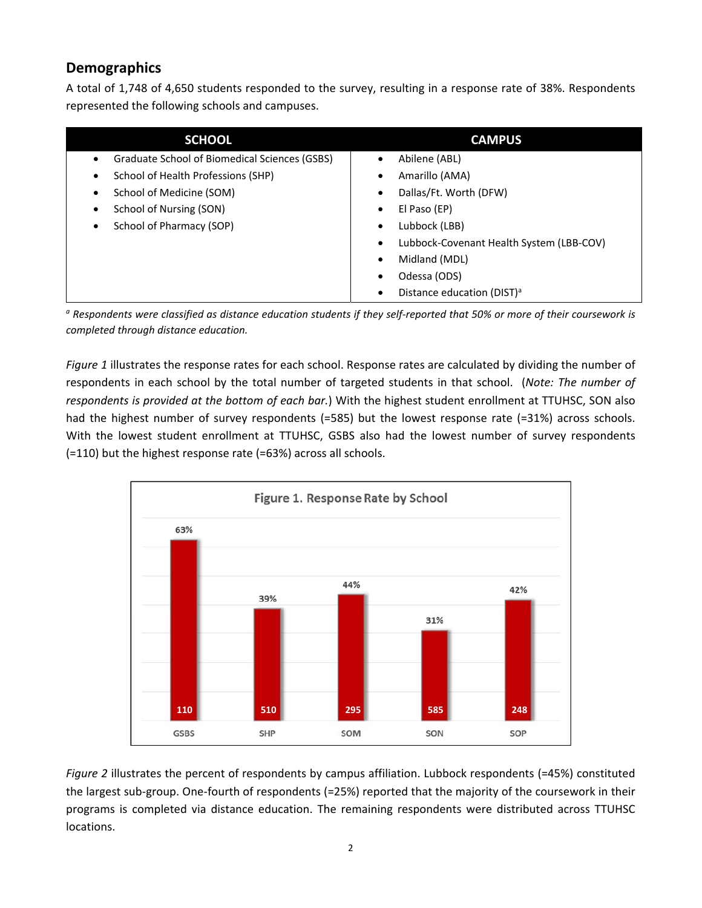## Demographics

A total of 1,748 of 4,650 students responded to the survey, resulting in a response rate of 38%. Respondents represented the following schools and campuses.

| SCHOOL | CAMPUS |
|---|---|
| • Graduate School of Biomedical Sciences (GSBS) | • Abilene (ABL) |
| • School of Health Professions (SHP) | • Amarillo (AMA) |
| • School of Medicine (SOM) | • Dallas/Ft. Worth (DFW) |
| • School of Nursing (SON) | • El Paso (EP) |
| • School of Pharmacy (SOP) | • Lubbock (LBB) |
| | • Lubbock-Covenant Health System (LBB-COV) |
| | • Midland (MDL) |
| | • Odessa (ODS) |
| | • Distance education (DIST)[a] |

*[a] Respondents were classified as distance education students if they self-reported that 50% or more of their coursework is completed through distance education.*

*Figure 1* illustrates the response rates for each school. Response rates are calculated by dividing the number of respondents in each school by the total number of targeted students in that school. (*Note: The number of respondents is provided at the bottom of each bar.*) With the highest student enrollment at TTUHSC, SON also had the highest number of survey respondents (=585) but the lowest response rate (=31%) across schools. With the lowest student enrollment at TTUHSC, GSBS also had the lowest number of survey respondents (=110) but the highest response rate (=63%) across all schools.

**Figure 1. Response Rate by School**

| School | Response Rate | Respondents |
|---|---|---|
| GSBS | 63% | 110 |
| SHP | 39% | 510 |
| SOM | 44% | 295 |
| SON | 31% | 585 |
| SOP | 42% | 248 |

*Figure 2* illustrates the percent of respondents by campus affiliation. Lubbock respondents (=45%) constituted the largest sub-group. One-fourth of respondents (=25%) reported that the majority of the coursework in their programs is completed via distance education. The remaining respondents were distributed across TTUHSC locations.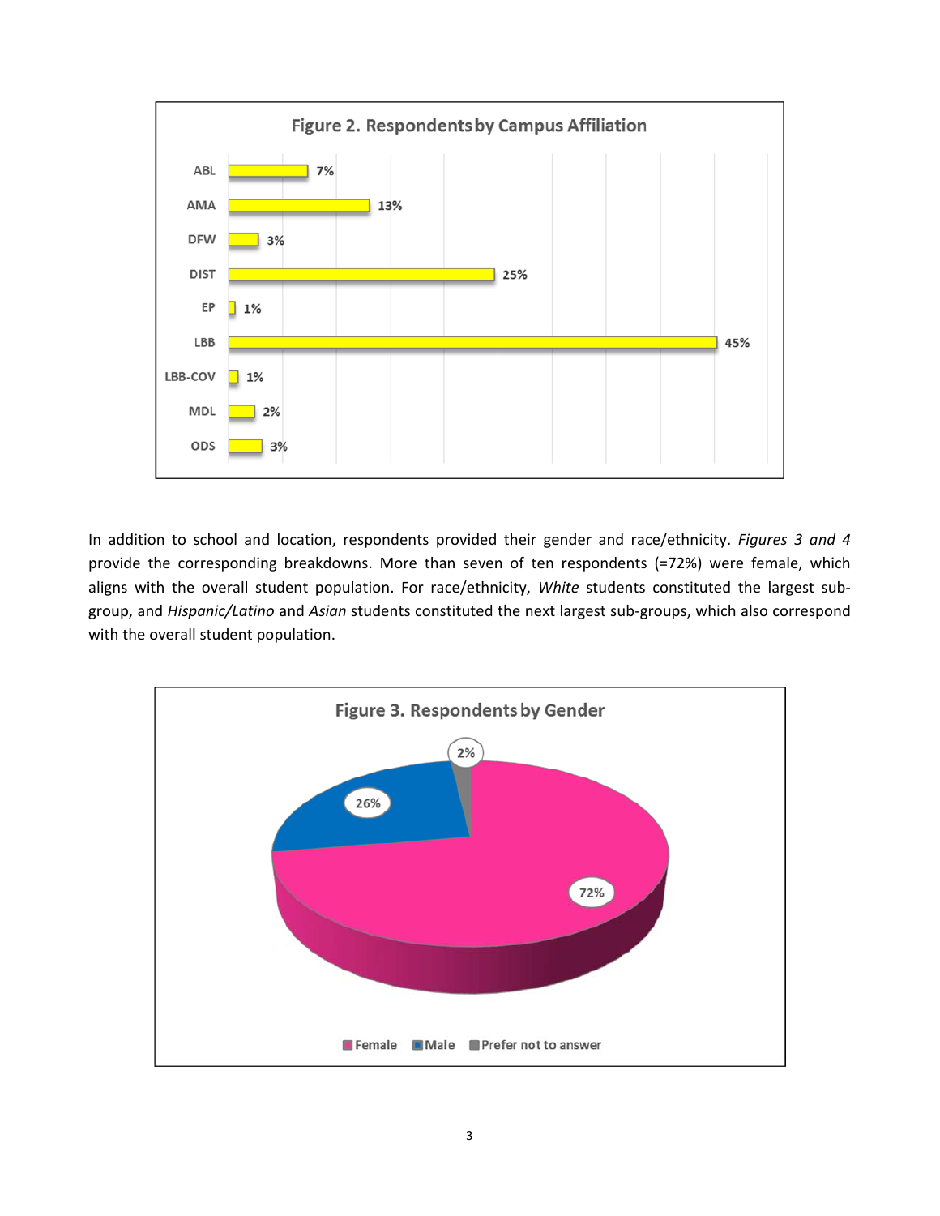**Figure 2. Respondents by Campus Affiliation**

| Campus | Percent |
|---|---|
| ABL | 7% |
| AMA | 13% |
| DFW | 3% |
| DIST | 25% |
| EP | 1% |
| LBB | 45% |
| LBB-COV | 1% |
| MDL | 2% |
| ODS | 3% |

In addition to school and location, respondents provided their gender and race/ethnicity. *Figures 3 and 4* provide the corresponding breakdowns. More than seven of ten respondents (=72%) were female, which aligns with the overall student population. For race/ethnicity, *White* students constituted the largest sub-group, and *Hispanic/Latino* and *Asian* students constituted the next largest sub-groups, which also correspond with the overall student population.

**Figure 3. Respondents by Gender**

| Gender | Percent |
|---|---|
| Female | 72% |
| Male | 26% |
| Prefer not to answer | 2% |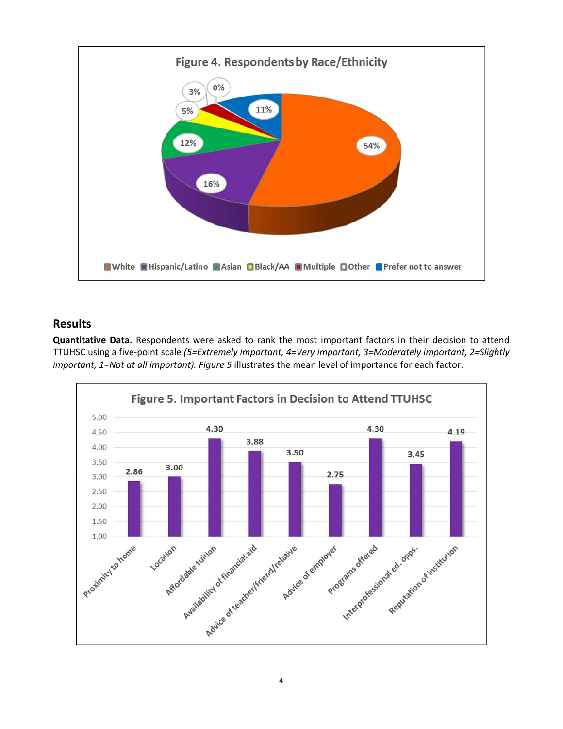**Figure 4. Respondents by Race/Ethnicity**

| Race/Ethnicity | Percent |
|---|---|
| White | 54% |
| Hispanic/Latino | 16% |
| Asian | 12% |
| Black/AA | 5% |
| Multiple | 3% |
| Other | 0% |
| Prefer not to answer | 11% |

## Results

**Quantitative Data.** Respondents were asked to rank the most important factors in their decision to attend TTUHSC using a five-point scale *(5=Extremely important, 4=Very important, 3=Moderately important, 2=Slightly important, 1=Not at all important). Figure 5* illustrates the mean level of importance for each factor.

**Figure 5. Important Factors in Decision to Attend TTUHSC**

| Factor | Mean |
|---|---|
| Proximity to home | 2.86 |
| Location | 3.00 |
| Affordable tuition | 4.30 |
| Availability of financial aid | 3.88 |
| Advice of teacher/friend/relative | 3.50 |
| Advice of employer | 2.75 |
| Programs offered | 4.30 |
| Interprofessional ed. opps. | 3.45 |
| Reputation of institution | 4.19 |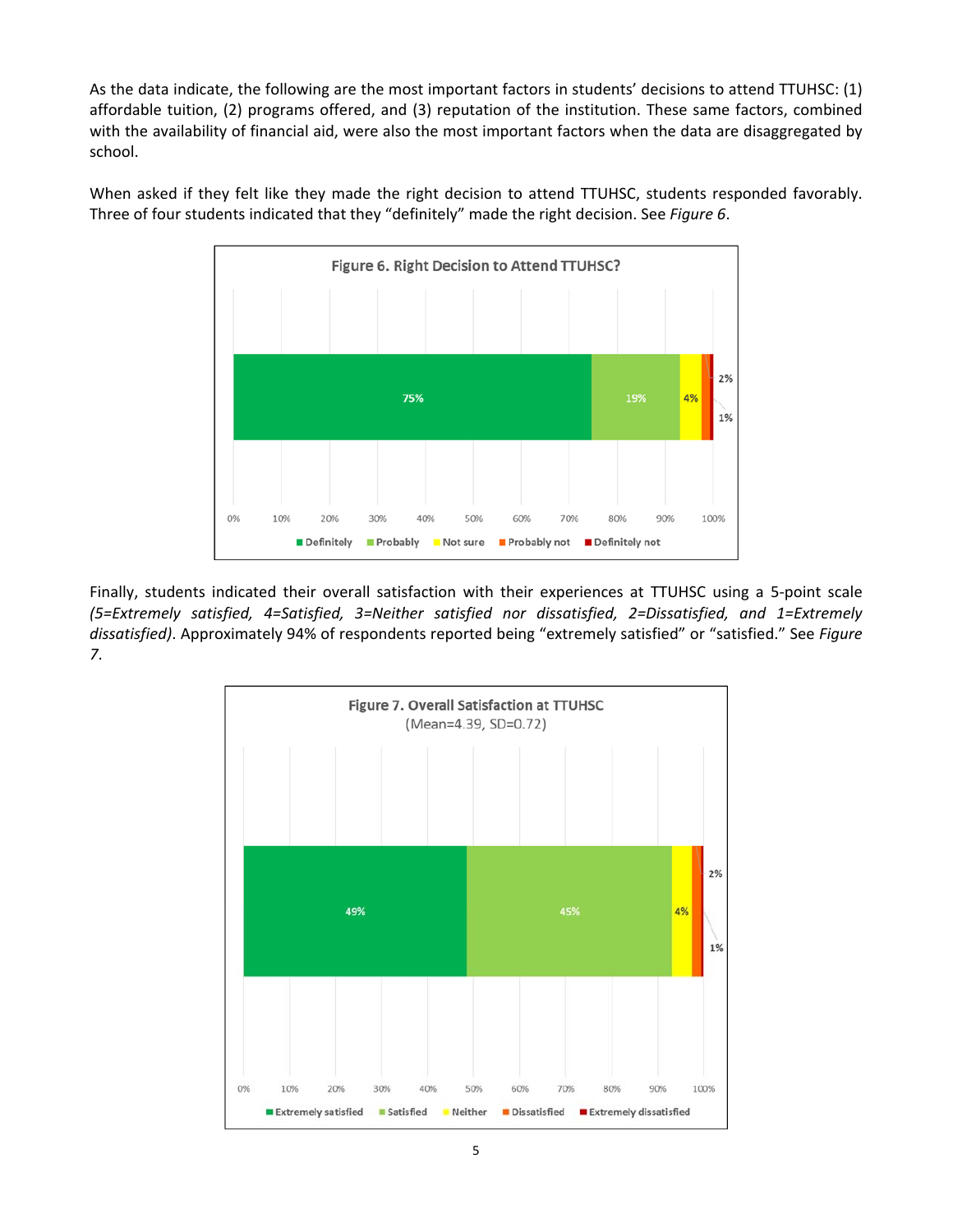As the data indicate, the following are the most important factors in students' decisions to attend TTUHSC: (1) affordable tuition, (2) programs offered, and (3) reputation of the institution. These same factors, combined with the availability of financial aid, were also the most important factors when the data are disaggregated by school.

When asked if they felt like they made the right decision to attend TTUHSC, students responded favorably. Three of four students indicated that they "definitely" made the right decision. See *Figure 6*.

**Figure 6. Right Decision to Attend TTUHSC?**

| Definitely | Probably | Not sure | Probably not | Definitely not |
|---|---|---|---|---|
| 75% | 19% | 4% | 2% | 1% |

Finally, students indicated their overall satisfaction with their experiences at TTUHSC using a 5-point scale *(5=Extremely satisfied, 4=Satisfied, 3=Neither satisfied nor dissatisfied, 2=Dissatisfied, and 1=Extremely dissatisfied)*. Approximately 94% of respondents reported being "extremely satisfied" or "satisfied." See *Figure 7*.

**Figure 7. Overall Satisfaction at TTUHSC**
(Mean=4.39, SD=0.72)

| Extremely satisfied | Satisfied | Neither | Dissatisfied | Extremely dissatisfied |
|---|---|---|---|---|
| 49% | 45% | 4% | 2% | 1% |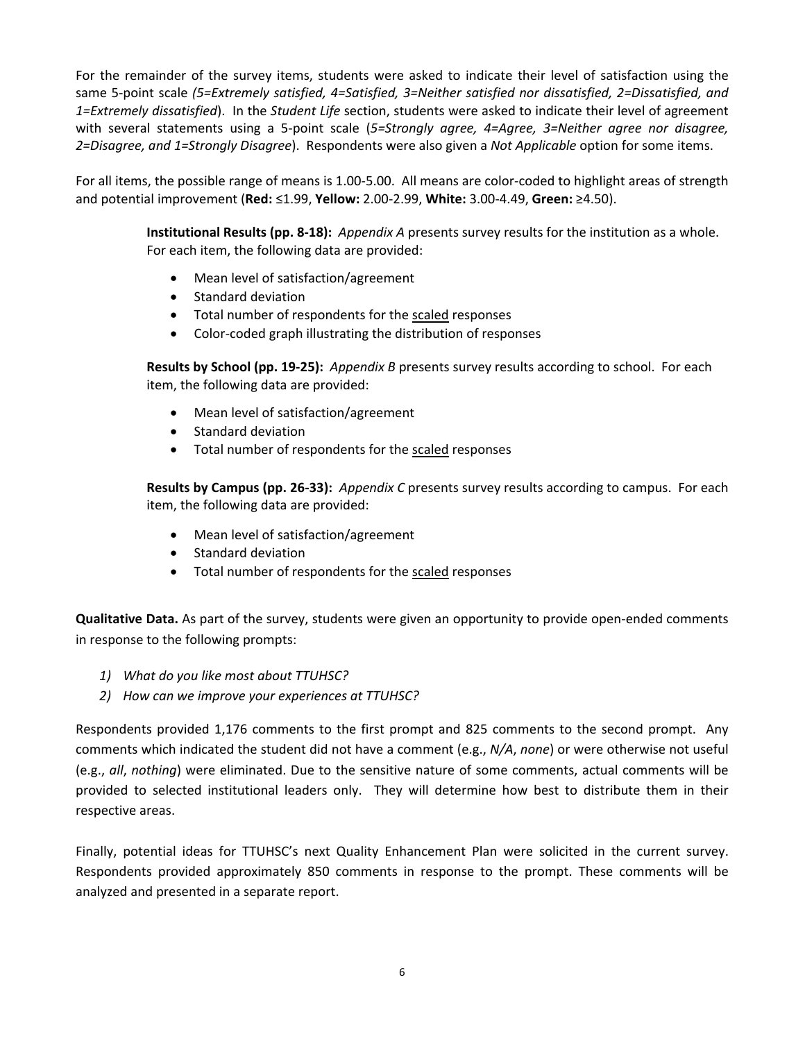For the remainder of the survey items, students were asked to indicate their level of satisfaction using the same 5-point scale *(5=Extremely satisfied, 4=Satisfied, 3=Neither satisfied nor dissatisfied, 2=Dissatisfied, and 1=Extremely dissatisfied*). In the *Student Life* section, students were asked to indicate their level of agreement with several statements using a 5-point scale (*5=Strongly agree, 4=Agree, 3=Neither agree nor disagree, 2=Disagree, and 1=Strongly Disagree*). Respondents were also given a *Not Applicable* option for some items.

For all items, the possible range of means is 1.00-5.00. All means are color-coded to highlight areas of strength and potential improvement (**Red:** ≤1.99, **Yellow:** 2.00-2.99, **White:** 3.00-4.49, **Green:** ≥4.50).

**Institutional Results (pp. 8-18):** *Appendix A* presents survey results for the institution as a whole. For each item, the following data are provided:

- Mean level of satisfaction/agreement
- Standard deviation
- Total number of respondents for the scaled responses
- Color-coded graph illustrating the distribution of responses

**Results by School (pp. 19-25):** *Appendix B* presents survey results according to school. For each item, the following data are provided:

- Mean level of satisfaction/agreement
- Standard deviation
- Total number of respondents for the scaled responses

**Results by Campus (pp. 26-33):** *Appendix C* presents survey results according to campus. For each item, the following data are provided:

- Mean level of satisfaction/agreement
- Standard deviation
- Total number of respondents for the scaled responses

**Qualitative Data.** As part of the survey, students were given an opportunity to provide open-ended comments in response to the following prompts:

1) *What do you like most about TTUHSC?*
2) *How can we improve your experiences at TTUHSC?*

Respondents provided 1,176 comments to the first prompt and 825 comments to the second prompt. Any comments which indicated the student did not have a comment (e.g., *N/A*, *none*) or were otherwise not useful (e.g., *all*, *nothing*) were eliminated. Due to the sensitive nature of some comments, actual comments will be provided to selected institutional leaders only. They will determine how best to distribute them in their respective areas.

Finally, potential ideas for TTUHSC's next Quality Enhancement Plan were solicited in the current survey. Respondents provided approximately 850 comments in response to the prompt. These comments will be analyzed and presented in a separate report.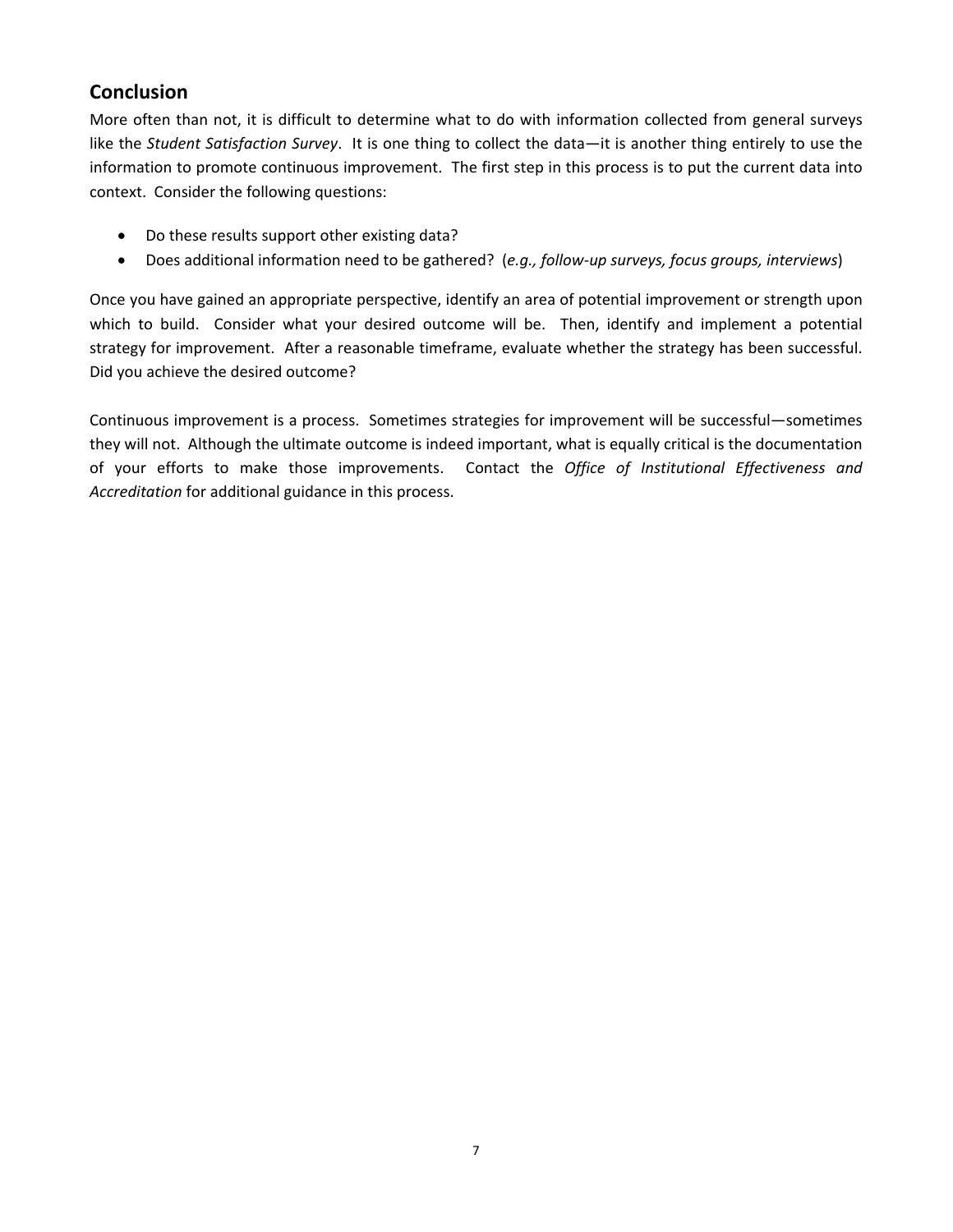## Conclusion

More often than not, it is difficult to determine what to do with information collected from general surveys like the *Student Satisfaction Survey*. It is one thing to collect the data—it is another thing entirely to use the information to promote continuous improvement. The first step in this process is to put the current data into context. Consider the following questions:

- Do these results support other existing data?
- Does additional information need to be gathered? (*e.g., follow-up surveys, focus groups, interviews*)

Once you have gained an appropriate perspective, identify an area of potential improvement or strength upon which to build. Consider what your desired outcome will be. Then, identify and implement a potential strategy for improvement. After a reasonable timeframe, evaluate whether the strategy has been successful. Did you achieve the desired outcome?

Continuous improvement is a process. Sometimes strategies for improvement will be successful—sometimes they will not. Although the ultimate outcome is indeed important, what is equally critical is the documentation of your efforts to make those improvements. Contact the *Office of Institutional Effectiveness and Accreditation* for additional guidance in this process.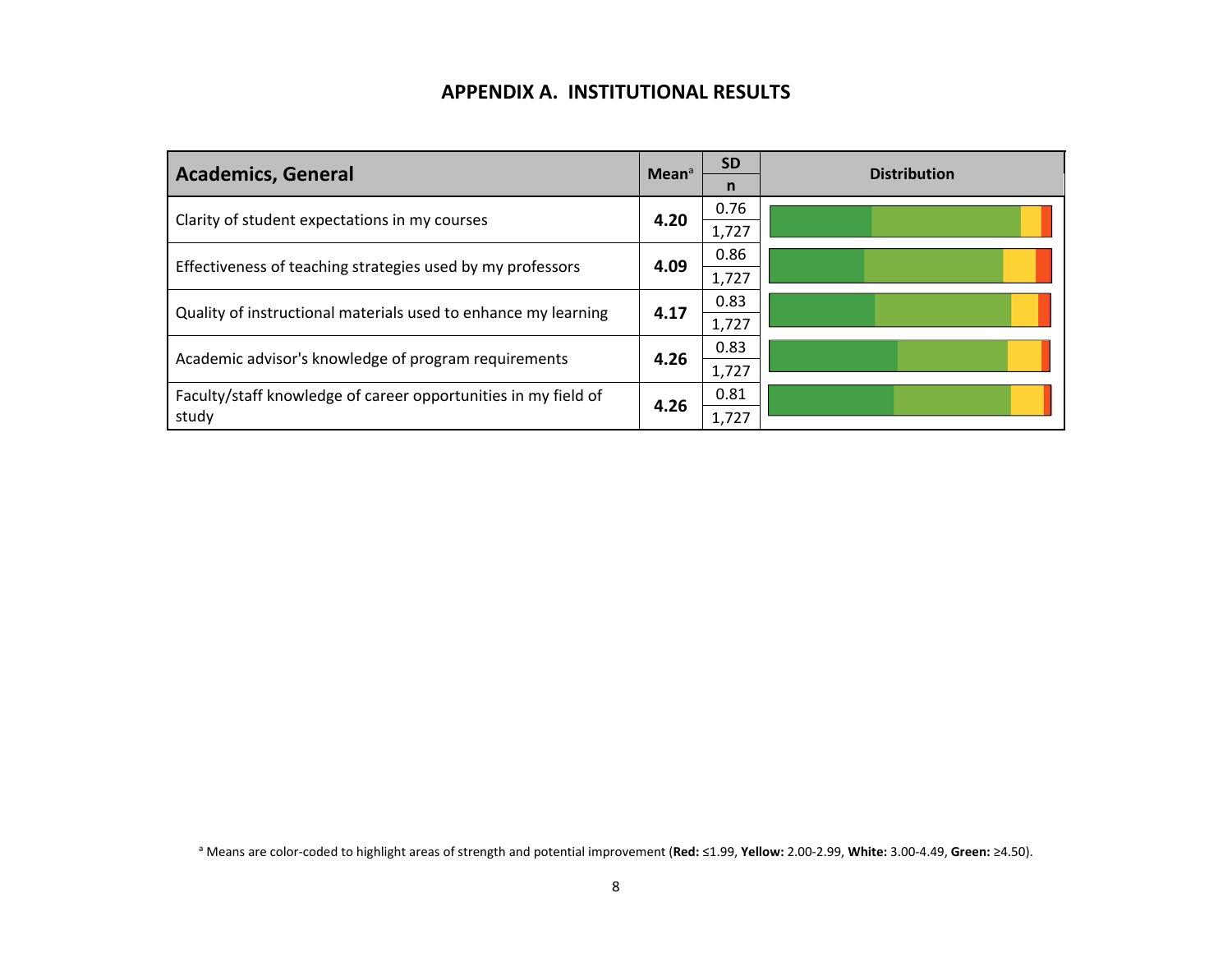# APPENDIX A. INSTITUTIONAL RESULTS

| Academics, General | Mean[a] | SD / n | Distribution |
|---|---|---|---|
| Clarity of student expectations in my courses | **4.20** | 0.76 / 1,727 | |
| Effectiveness of teaching strategies used by my professors | **4.09** | 0.86 / 1,727 | |
| Quality of instructional materials used to enhance my learning | **4.17** | 0.83 / 1,727 | |
| Academic advisor's knowledge of program requirements | **4.26** | 0.83 / 1,727 | |
| Faculty/staff knowledge of career opportunities in my field of study | **4.26** | 0.81 / 1,727 | |

[a] Means are color-coded to highlight areas of strength and potential improvement (**Red:** ≤1.99, **Yellow:** 2.00-2.99, **White:** 3.00-4.49, **Green:** ≥4.50).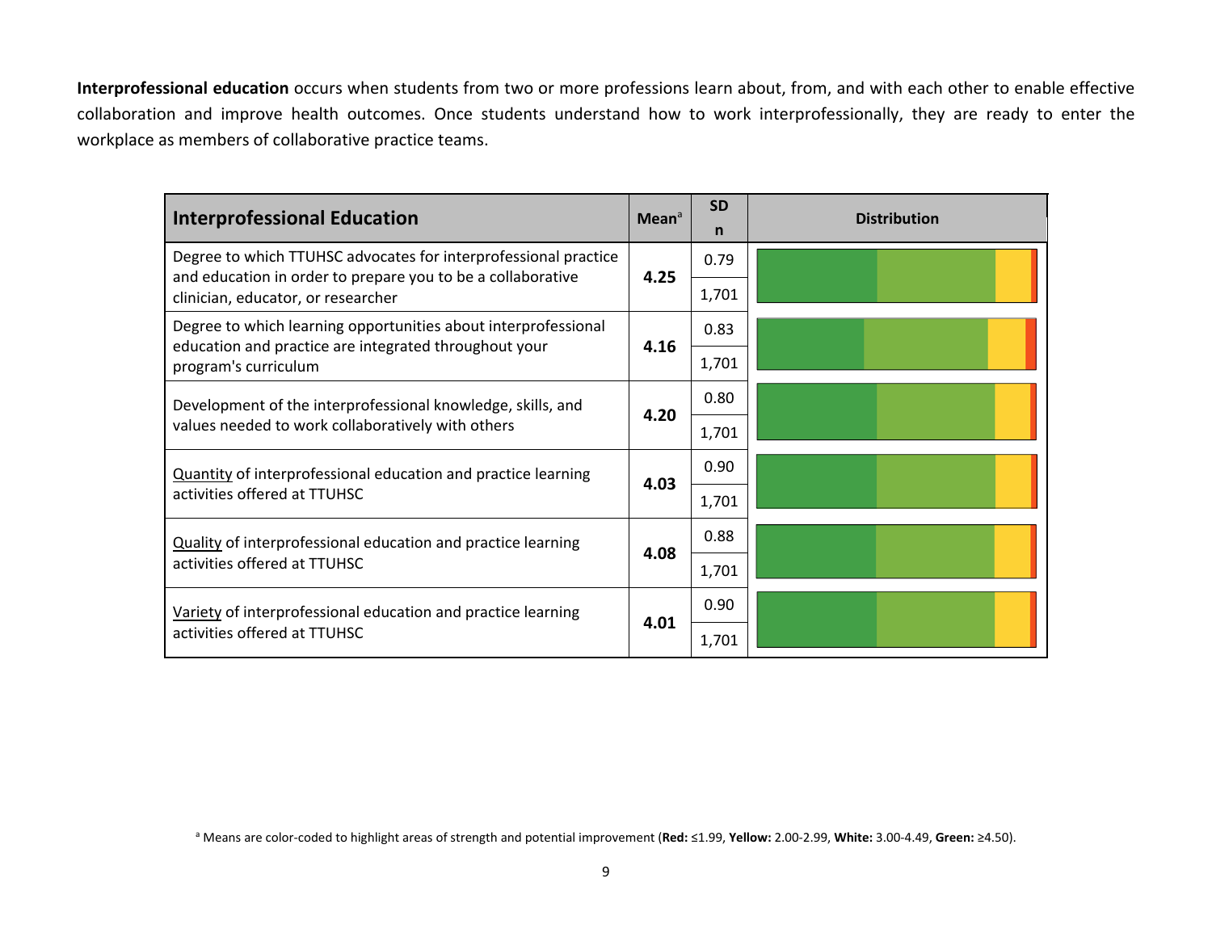**Interprofessional education** occurs when students from two or more professions learn about, from, and with each other to enable effective collaboration and improve health outcomes. Once students understand how to work interprofessionally, they are ready to enter the workplace as members of collaborative practice teams.

| Interprofessional Education | Mean[a] | SD / n | Distribution |
|---|---|---|---|
| Degree to which TTUHSC advocates for interprofessional practice and education in order to prepare you to be a collaborative clinician, educator, or researcher | **4.25** | 0.79 / 1,701 | |
| Degree to which learning opportunities about interprofessional education and practice are integrated throughout your program's curriculum | **4.16** | 0.83 / 1,701 | |
| Development of the interprofessional knowledge, skills, and values needed to work collaboratively with others | **4.20** | 0.80 / 1,701 | |
| Quantity of interprofessional education and practice learning activities offered at TTUHSC | **4.03** | 0.90 / 1,701 | |
| Quality of interprofessional education and practice learning activities offered at TTUHSC | **4.08** | 0.88 / 1,701 | |
| Variety of interprofessional education and practice learning activities offered at TTUHSC | **4.01** | 0.90 / 1,701 | |

[a] Means are color-coded to highlight areas of strength and potential improvement (**Red:** ≤1.99, **Yellow:** 2.00-2.99, **White:** 3.00-4.49, **Green:** ≥4.50).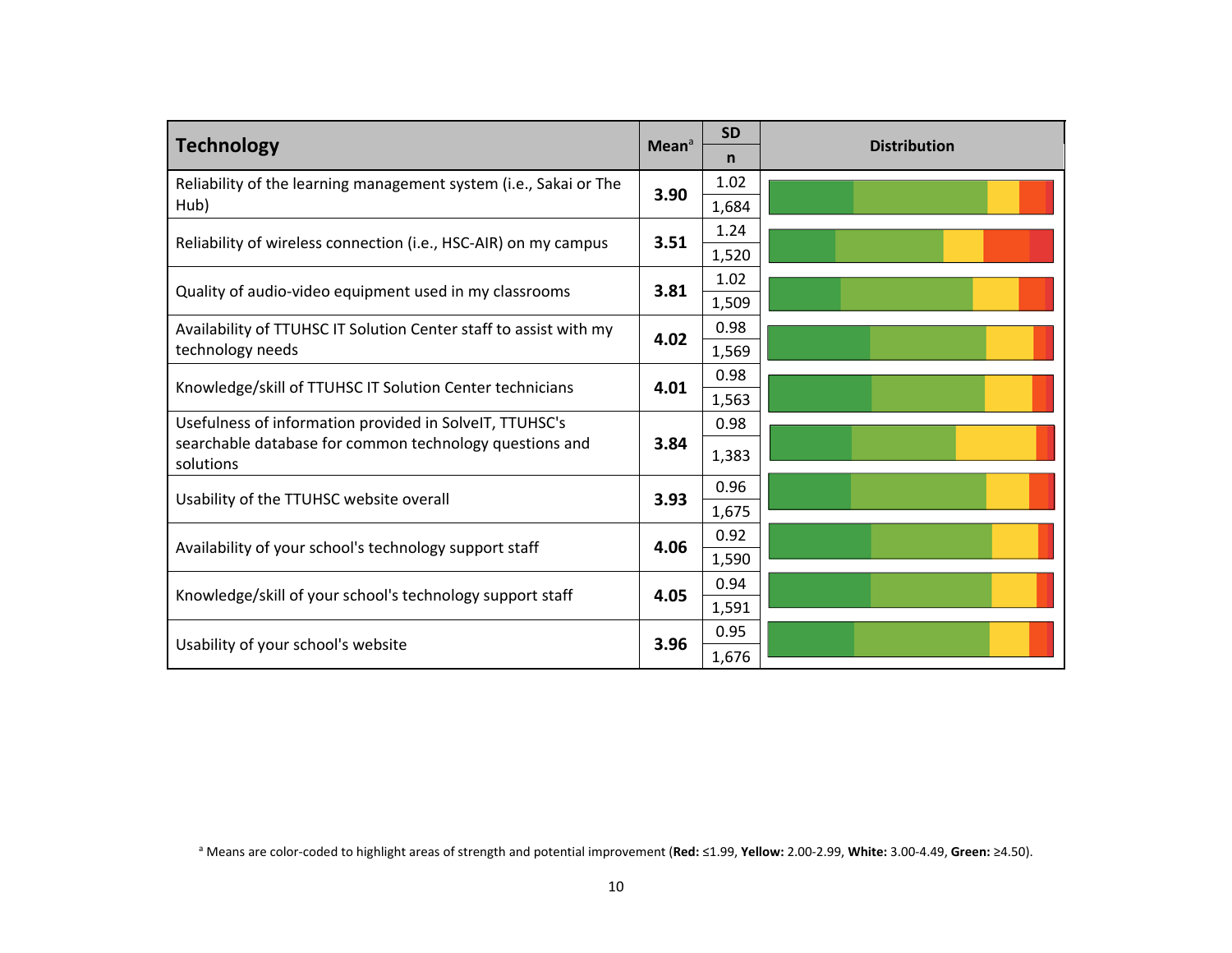| Technology | Mean[a] | SD | n | Distribution |
|---|---|---|---|---|
| Reliability of the learning management system (i.e., Sakai or The Hub) | **3.90** | 1.02 | 1,684 | |
| Reliability of wireless connection (i.e., HSC-AIR) on my campus | **3.51** | 1.24 | 1,520 | |
| Quality of audio-video equipment used in my classrooms | **3.81** | 1.02 | 1,509 | |
| Availability of TTUHSC IT Solution Center staff to assist with my technology needs | **4.02** | 0.98 | 1,569 | |
| Knowledge/skill of TTUHSC IT Solution Center technicians | **4.01** | 0.98 | 1,563 | |
| Usefulness of information provided in SolveIT, TTUHSC's searchable database for common technology questions and solutions | **3.84** | 0.98 | 1,383 | |
| Usability of the TTUHSC website overall | **3.93** | 0.96 | 1,675 | |
| Availability of your school's technology support staff | **4.06** | 0.92 | 1,590 | |
| Knowledge/skill of your school's technology support staff | **4.05** | 0.94 | 1,591 | |
| Usability of your school's website | **3.96** | 0.95 | 1,676 | |

[a] Means are color-coded to highlight areas of strength and potential improvement (**Red:** ≤1.99, **Yellow:** 2.00-2.99, **White:** 3.00-4.49, **Green:** ≥4.50).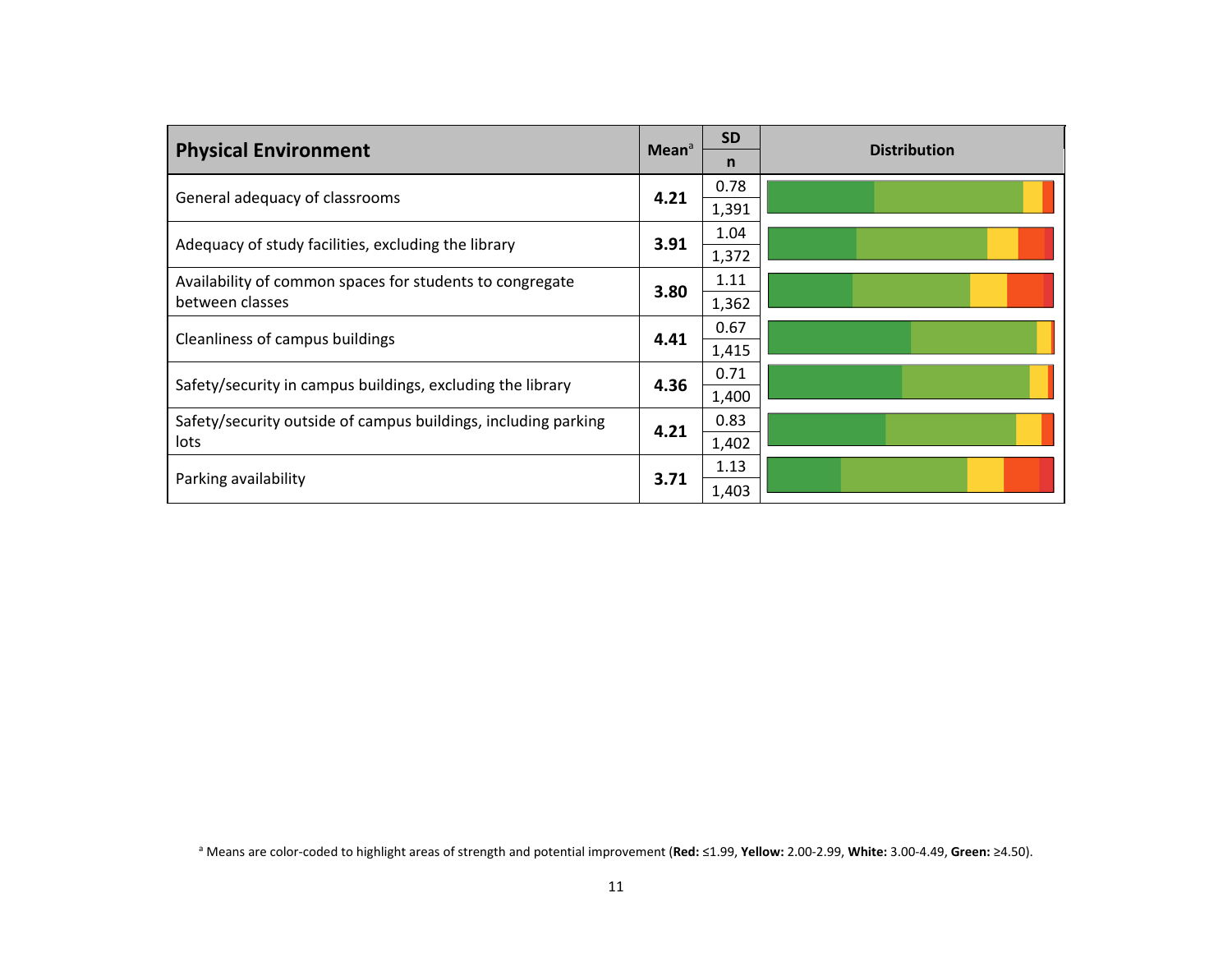| Physical Environment | Mean[a] | SD | n | Distribution |
|---|---|---|---|---|
| General adequacy of classrooms | **4.21** | 0.78 | 1,391 | |
| Adequacy of study facilities, excluding the library | **3.91** | 1.04 | 1,372 | |
| Availability of common spaces for students to congregate between classes | **3.80** | 1.11 | 1,362 | |
| Cleanliness of campus buildings | **4.41** | 0.67 | 1,415 | |
| Safety/security in campus buildings, excluding the library | **4.36** | 0.71 | 1,400 | |
| Safety/security outside of campus buildings, including parking lots | **4.21** | 0.83 | 1,402 | |
| Parking availability | **3.71** | 1.13 | 1,403 | |

[a] Means are color-coded to highlight areas of strength and potential improvement (**Red:** ≤1.99, **Yellow:** 2.00-2.99, **White:** 3.00-4.49, **Green:** ≥4.50).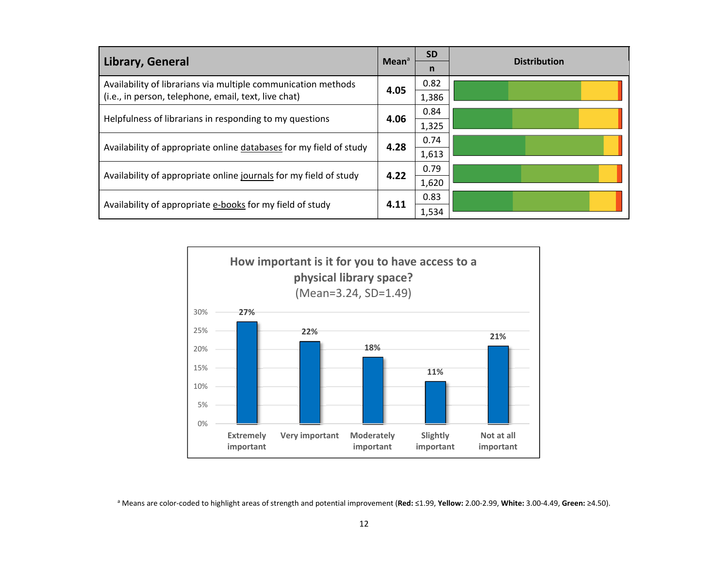| Library, General | Mean[a] | SD | n | Distribution |
|---|---|---|---|---|
| Availability of librarians via multiple communication methods (i.e., in person, telephone, email, text, live chat) | **4.05** | 0.82 | 1,386 | |
| Helpfulness of librarians in responding to my questions | **4.06** | 0.84 | 1,325 | |
| Availability of appropriate online databases for my field of study | **4.28** | 0.74 | 1,613 | |
| Availability of appropriate online journals for my field of study | **4.22** | 0.79 | 1,620 | |
| Availability of appropriate e-books for my field of study | **4.11** | 0.83 | 1,534 | |

**How important is it for you to have access to a physical library space?**
(Mean=3.24, SD=1.49)

| Response | Percent |
|---|---|
| Extremely important | 27% |
| Very important | 22% |
| Moderately important | 18% |
| Slightly important | 11% |
| Not at all important | 21% |

[a] Means are color-coded to highlight areas of strength and potential improvement (**Red:** ≤1.99, **Yellow:** 2.00-2.99, **White:** 3.00-4.49, **Green:** ≥4.50).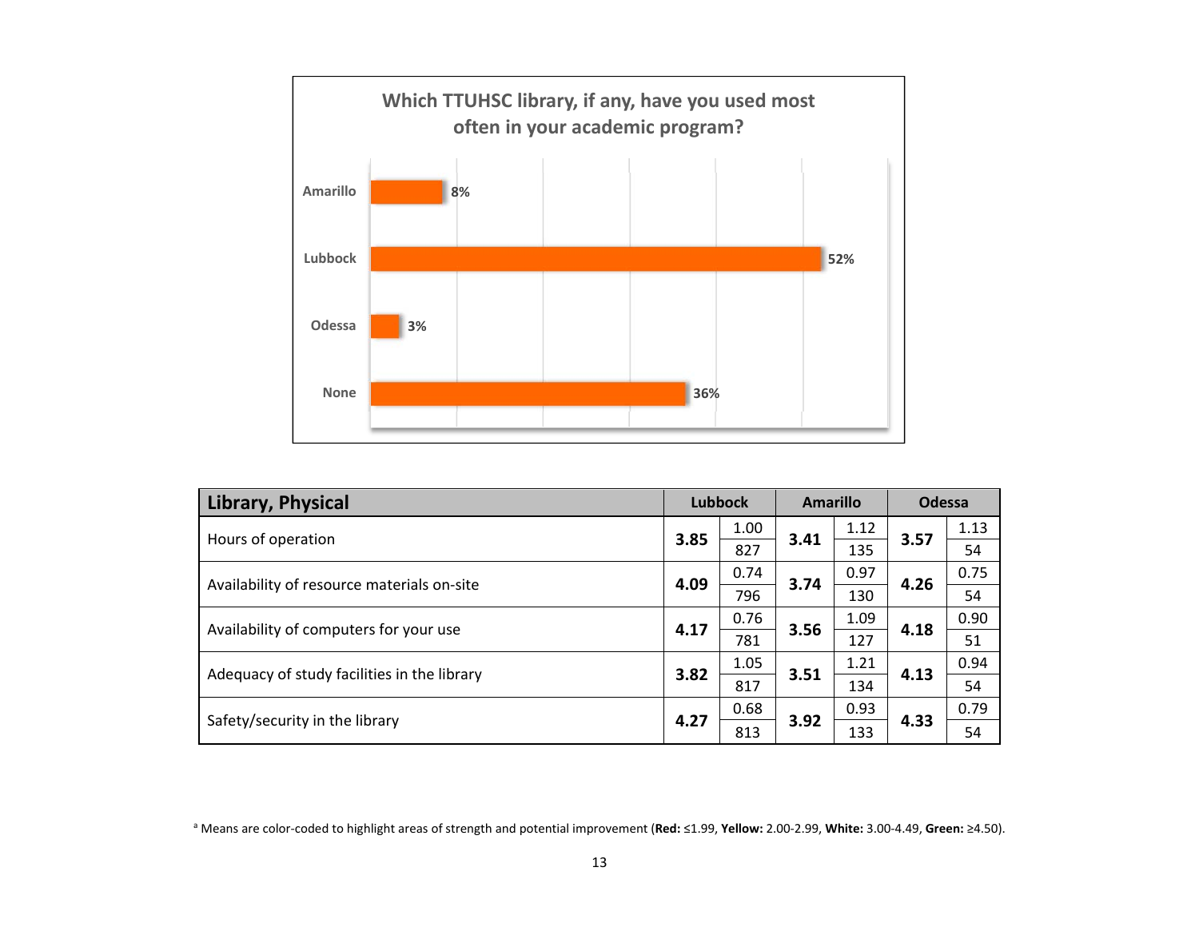**Which TTUHSC library, if any, have you used most often in your academic program?**

| Library | Percent |
| --- | --- |
| Amarillo | 8% |
| Lubbock | 52% |
| Odessa | 3% |
| None | 36% |

| Library, Physical | Lubbock | | Amarillo | | Odessa | |
| --- | --- | --- | --- | --- | --- | --- |
| Hours of operation | **3.85** | 1.00 | **3.41** | 1.12 | **3.57** | 1.13 |
| | | 827 | | 135 | | 54 |
| Availability of resource materials on-site | **4.09** | 0.74 | **3.74** | 0.97 | **4.26** | 0.75 |
| | | 796 | | 130 | | 54 |
| Availability of computers for your use | **4.17** | 0.76 | **3.56** | 1.09 | **4.18** | 0.90 |
| | | 781 | | 127 | | 51 |
| Adequacy of study facilities in the library | **3.82** | 1.05 | **3.51** | 1.21 | **4.13** | 0.94 |
| | | 817 | | 134 | | 54 |
| Safety/security in the library | **4.27** | 0.68 | **3.92** | 0.93 | **4.33** | 0.79 |
| | | 813 | | 133 | | 54 |

[a] Means are color-coded to highlight areas of strength and potential improvement (**Red:** ≤1.99, **Yellow:** 2.00-2.99, **White:** 3.00-4.49, **Green:** ≥4.50).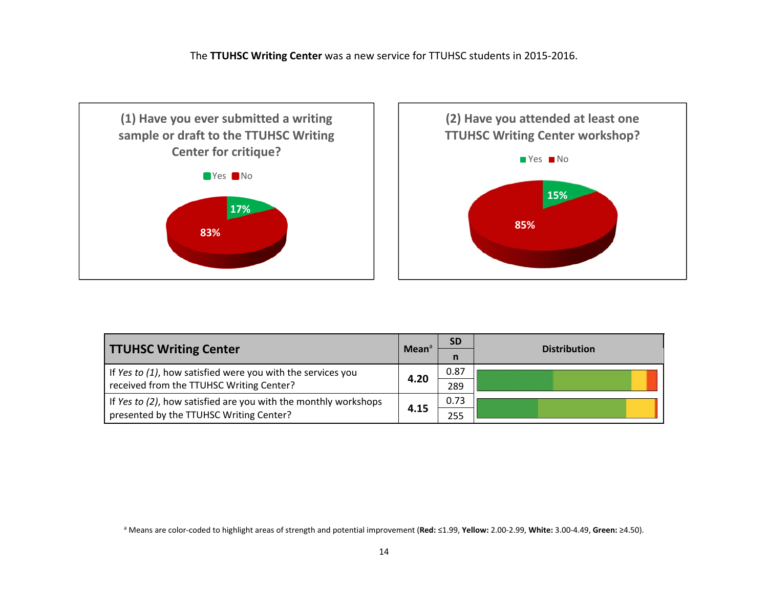The **TTUHSC Writing Center** was a new service for TTUHSC students in 2015-2016.

**(1) Have you ever submitted a writing sample or draft to the TTUHSC Writing Center for critique?**

Yes: 17%
No: 83%

**(2) Have you attended at least one TTUHSC Writing Center workshop?**

Yes: 15%
No: 85%

| TTUHSC Writing Center | Mean[a] | SD | Distribution |
|---|---|---|---|
| | | n | |
| If *Yes to (1)*, how satisfied were you with the services you received from the TTUHSC Writing Center? | **4.20** | 0.87 | |
| | | 289 | |
| If *Yes to (2)*, how satisfied are you with the monthly workshops presented by the TTUHSC Writing Center? | **4.15** | 0.73 | |
| | | 255 | |

[a] Means are color-coded to highlight areas of strength and potential improvement (**Red:** ≤1.99, **Yellow:** 2.00-2.99, **White:** 3.00-4.49, **Green:** ≥4.50).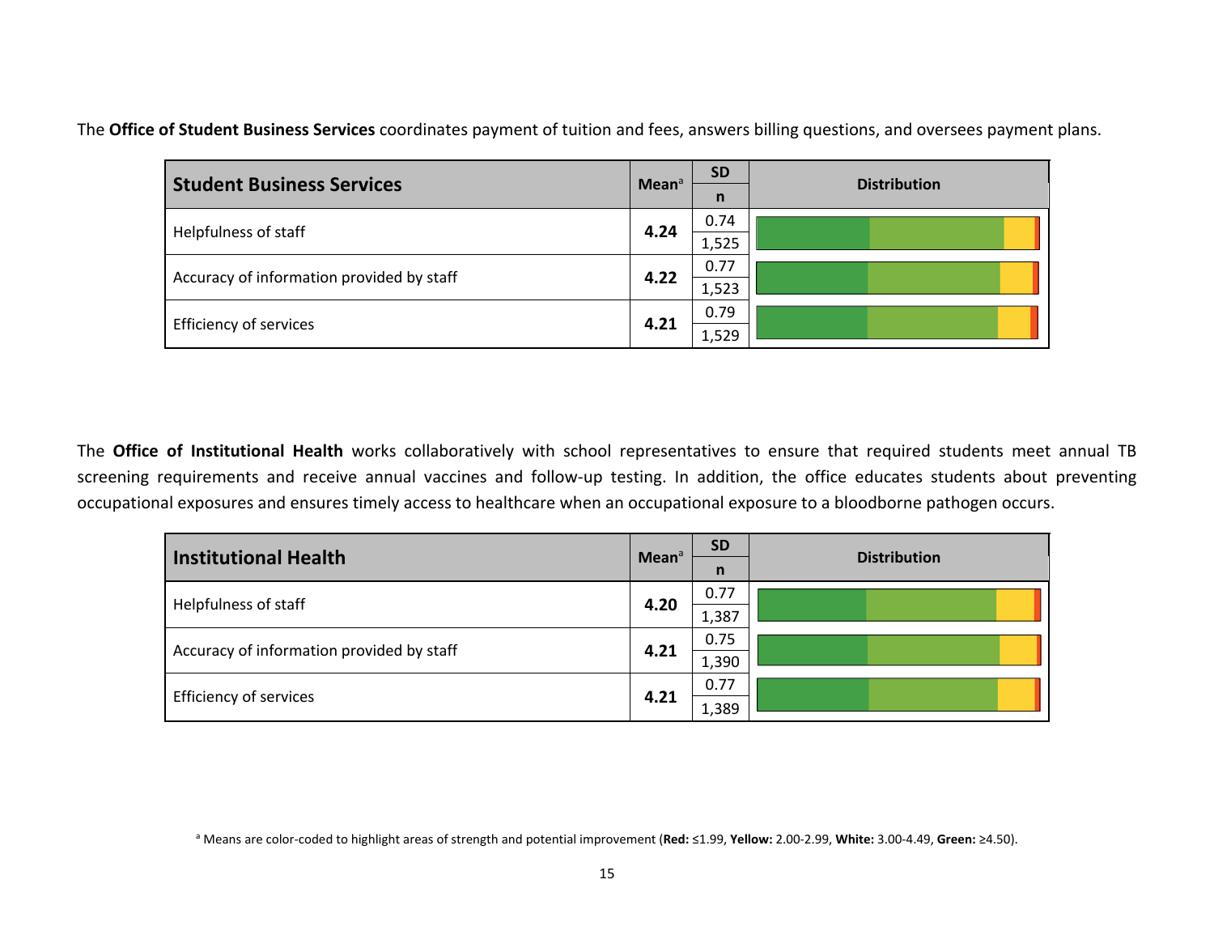The **Office of Student Business Services** coordinates payment of tuition and fees, answers billing questions, and oversees payment plans.

| Student Business Services | Mean[a] | SD / n | Distribution |
|---|---|---|---|
| Helpfulness of staff | **4.24** | 0.74 / 1,525 | |
| Accuracy of information provided by staff | **4.22** | 0.77 / 1,523 | |
| Efficiency of services | **4.21** | 0.79 / 1,529 | |

The **Office of Institutional Health** works collaboratively with school representatives to ensure that required students meet annual TB screening requirements and receive annual vaccines and follow-up testing. In addition, the office educates students about preventing occupational exposures and ensures timely access to healthcare when an occupational exposure to a bloodborne pathogen occurs.

| Institutional Health | Mean[a] | SD / n | Distribution |
|---|---|---|---|
| Helpfulness of staff | **4.20** | 0.77 / 1,387 | |
| Accuracy of information provided by staff | **4.21** | 0.75 / 1,390 | |
| Efficiency of services | **4.21** | 0.77 / 1,389 | |

[a] Means are color-coded to highlight areas of strength and potential improvement (**Red:** ≤1.99, **Yellow:** 2.00-2.99, **White:** 3.00-4.49, **Green:** ≥4.50).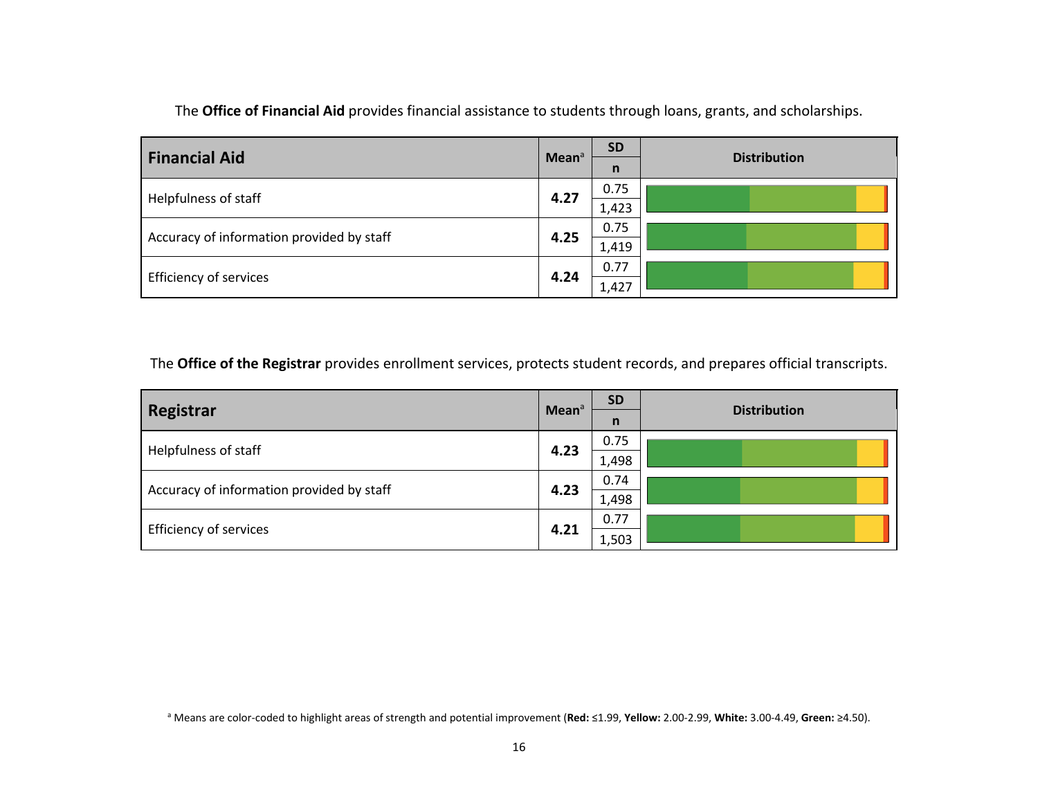The **Office of Financial Aid** provides financial assistance to students through loans, grants, and scholarships.

| Financial Aid | Mean[a] | SD | n | Distribution |
|---|---|---|---|---|
| Helpfulness of staff | **4.27** | 0.75 | 1,423 | |
| Accuracy of information provided by staff | **4.25** | 0.75 | 1,419 | |
| Efficiency of services | **4.24** | 0.77 | 1,427 | |

The **Office of the Registrar** provides enrollment services, protects student records, and prepares official transcripts.

| Registrar | Mean[a] | SD | n | Distribution |
|---|---|---|---|---|
| Helpfulness of staff | **4.23** | 0.75 | 1,498 | |
| Accuracy of information provided by staff | **4.23** | 0.74 | 1,498 | |
| Efficiency of services | **4.21** | 0.77 | 1,503 | |

[a] Means are color-coded to highlight areas of strength and potential improvement (**Red:** ≤1.99, **Yellow:** 2.00-2.99, **White:** 3.00-4.49, **Green:** ≥4.50).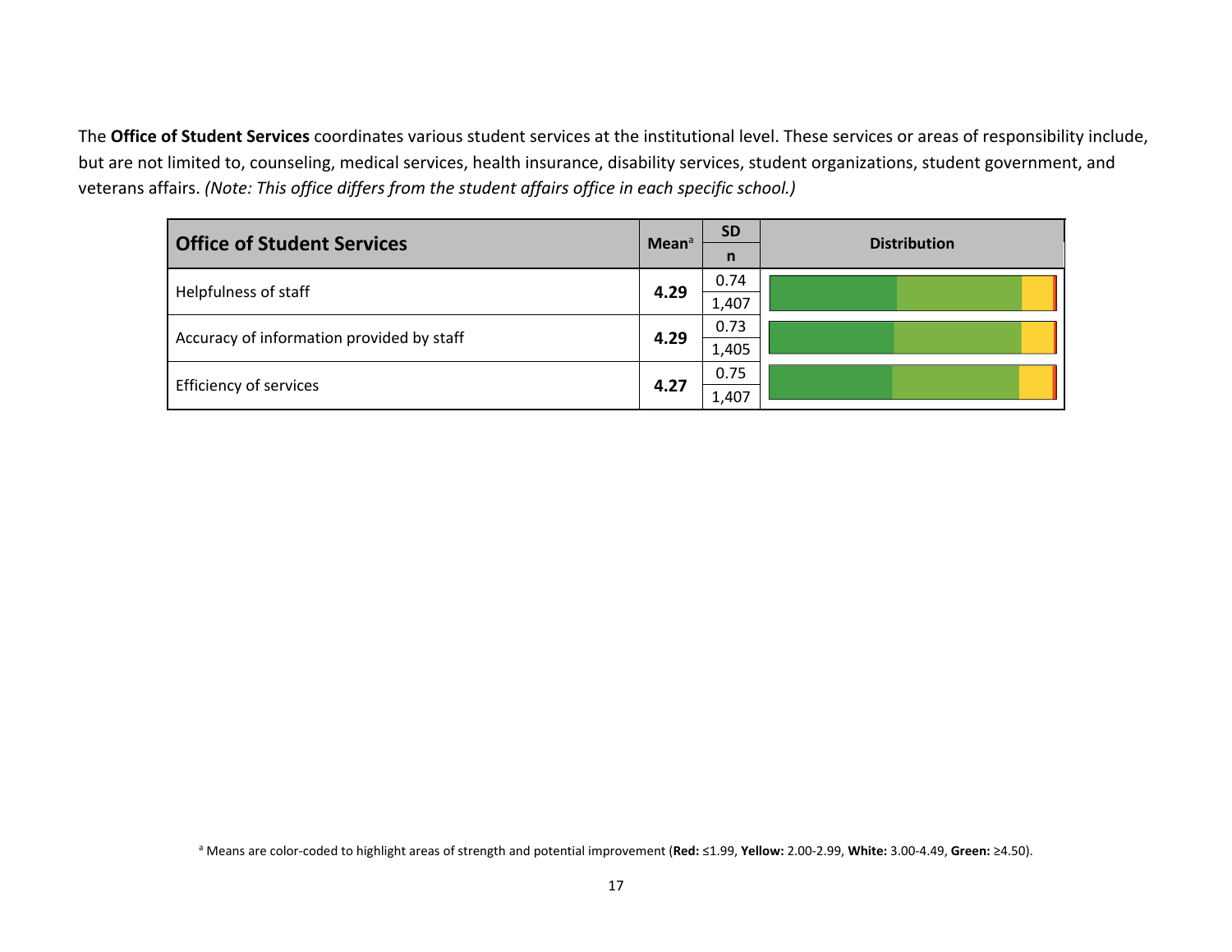The **Office of Student Services** coordinates various student services at the institutional level. These services or areas of responsibility include, but are not limited to, counseling, medical services, health insurance, disability services, student organizations, student government, and veterans affairs. *(Note: This office differs from the student affairs office in each specific school.)*

| Office of Student Services | Mean[a] | SD / n | Distribution |
|---|---|---|---|
| Helpfulness of staff | **4.29** | 0.74 / 1,407 | |
| Accuracy of information provided by staff | **4.29** | 0.73 / 1,405 | |
| Efficiency of services | **4.27** | 0.75 / 1,407 | |

[a] Means are color-coded to highlight areas of strength and potential improvement (**Red:** ≤1.99, **Yellow:** 2.00-2.99, **White:** 3.00-4.49, **Green:** ≥4.50).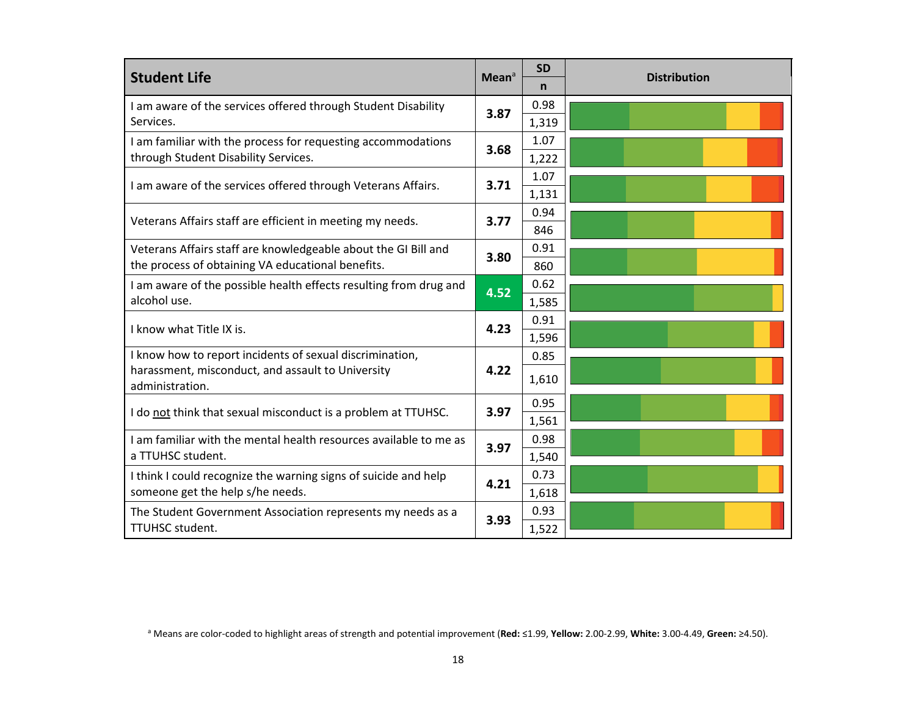| Student Life | Mean[a] | SD | n | Distribution |
|---|---|---|---|---|
| I am aware of the services offered through Student Disability Services. | **3.87** | 0.98 | 1,319 | |
| I am familiar with the process for requesting accommodations through Student Disability Services. | **3.68** | 1.07 | 1,222 | |
| I am aware of the services offered through Veterans Affairs. | **3.71** | 1.07 | 1,131 | |
| Veterans Affairs staff are efficient in meeting my needs. | **3.77** | 0.94 | 846 | |
| Veterans Affairs staff are knowledgeable about the GI Bill and the process of obtaining VA educational benefits. | **3.80** | 0.91 | 860 | |
| I am aware of the possible health effects resulting from drug and alcohol use. | **4.52** | 0.62 | 1,585 | |
| I know what Title IX is. | **4.23** | 0.91 | 1,596 | |
| I know how to report incidents of sexual discrimination, harassment, misconduct, and assault to University administration. | **4.22** | 0.85 | 1,610 | |
| I do not think that sexual misconduct is a problem at TTUHSC. | **3.97** | 0.95 | 1,561 | |
| I am familiar with the mental health resources available to me as a TTUHSC student. | **3.97** | 0.98 | 1,540 | |
| I think I could recognize the warning signs of suicide and help someone get the help s/he needs. | **4.21** | 0.73 | 1,618 | |
| The Student Government Association represents my needs as a TTUHSC student. | **3.93** | 0.93 | 1,522 | |

[a] Means are color-coded to highlight areas of strength and potential improvement (**Red:** ≤1.99, **Yellow:** 2.00-2.99, **White:** 3.00-4.49, **Green:** ≥4.50).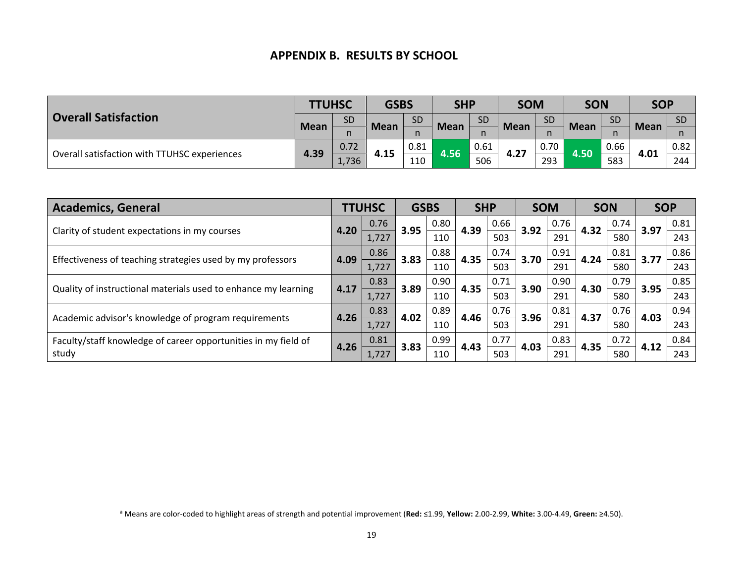# APPENDIX B. RESULTS BY SCHOOL

| Overall Satisfaction | TTUHSC | | GSBS | | SHP | | SOM | | SON | | SOP | |
|---|---|---|---|---|---|---|---|---|---|---|---|---|
| | Mean | SD / n | Mean | SD / n | Mean | SD / n | Mean | SD / n | Mean | SD / n | Mean | SD / n |
| Overall satisfaction with TTUHSC experiences | 4.39 | 0.72 / 1,736 | 4.15 | 0.81 / 110 | 4.56 | 0.61 / 506 | 4.27 | 0.70 / 293 | 4.50 | 0.66 / 583 | 4.01 | 0.82 / 244 |

| Academics, General | TTUHSC | | GSBS | | SHP | | SOM | | SON | | SOP | |
|---|---|---|---|---|---|---|---|---|---|---|---|---|
| | Mean | SD / n | Mean | SD / n | Mean | SD / n | Mean | SD / n | Mean | SD / n | Mean | SD / n |
| Clarity of student expectations in my courses | 4.20 | 0.76 / 1,727 | 3.95 | 0.80 / 110 | 4.39 | 0.66 / 503 | 3.92 | 0.76 / 291 | 4.32 | 0.74 / 580 | 3.97 | 0.81 / 243 |
| Effectiveness of teaching strategies used by my professors | 4.09 | 0.86 / 1,727 | 3.83 | 0.88 / 110 | 4.35 | 0.74 / 503 | 3.70 | 0.91 / 291 | 4.24 | 0.81 / 580 | 3.77 | 0.86 / 243 |
| Quality of instructional materials used to enhance my learning | 4.17 | 0.83 / 1,727 | 3.89 | 0.90 / 110 | 4.35 | 0.71 / 503 | 3.90 | 0.90 / 291 | 4.30 | 0.79 / 580 | 3.95 | 0.85 / 243 |
| Academic advisor's knowledge of program requirements | 4.26 | 0.83 / 1,727 | 4.02 | 0.89 / 110 | 4.46 | 0.76 / 503 | 3.96 | 0.81 / 291 | 4.37 | 0.76 / 580 | 4.03 | 0.94 / 243 |
| Faculty/staff knowledge of career opportunities in my field of study | 4.26 | 0.81 / 1,727 | 3.83 | 0.99 / 110 | 4.43 | 0.77 / 503 | 4.03 | 0.83 / 291 | 4.35 | 0.72 / 580 | 4.12 | 0.84 / 243 |

[a] Means are color-coded to highlight areas of strength and potential improvement (**Red:** ≤1.99, **Yellow:** 2.00-2.99, **White:** 3.00-4.49, **Green:** ≥4.50).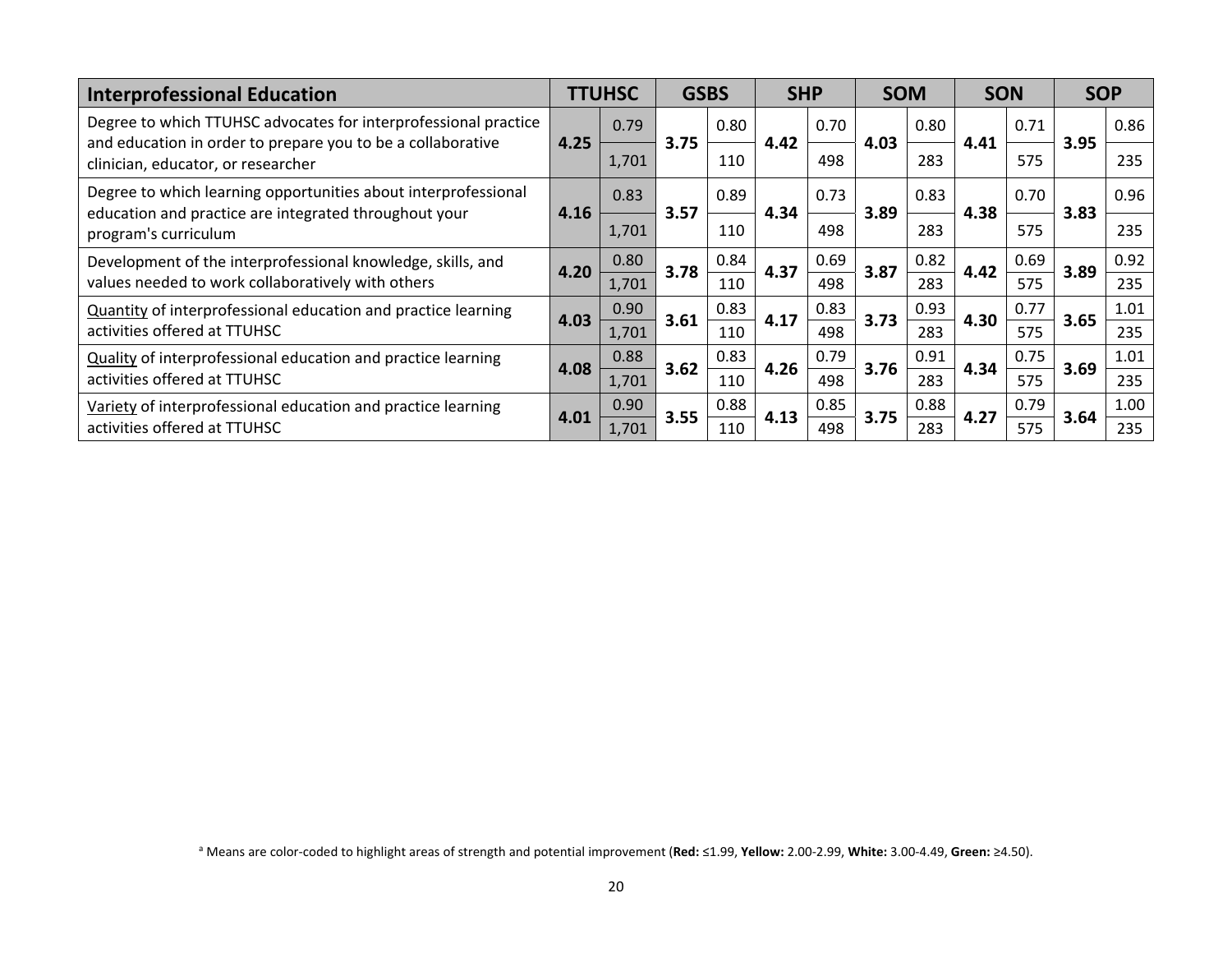| Interprofessional Education | TTUHSC | | GSBS | | SHP | | SOM | | SON | | SOP | |
|---|---|---|---|---|---|---|---|---|---|---|---|---|
| Degree to which TTUHSC advocates for interprofessional practice and education in order to prepare you to be a collaborative clinician, educator, or researcher | **4.25** | 0.79 | **3.75** | 0.80 | **4.42** | 0.70 | **4.03** | 0.80 | **4.41** | 0.71 | **3.95** | 0.86 |
| | | 1,701 | | 110 | | 498 | | 283 | | 575 | | 235 |
| Degree to which learning opportunities about interprofessional education and practice are integrated throughout your program's curriculum | **4.16** | 0.83 | **3.57** | 0.89 | **4.34** | 0.73 | **3.89** | 0.83 | **4.38** | 0.70 | **3.83** | 0.96 |
| | | 1,701 | | 110 | | 498 | | 283 | | 575 | | 235 |
| Development of the interprofessional knowledge, skills, and values needed to work collaboratively with others | **4.20** | 0.80 | **3.78** | 0.84 | **4.37** | 0.69 | **3.87** | 0.82 | **4.42** | 0.69 | **3.89** | 0.92 |
| | | 1,701 | | 110 | | 498 | | 283 | | 575 | | 235 |
| Quantity of interprofessional education and practice learning activities offered at TTUHSC | **4.03** | 0.90 | **3.61** | 0.83 | **4.17** | 0.83 | **3.73** | 0.93 | **4.30** | 0.77 | **3.65** | 1.01 |
| | | 1,701 | | 110 | | 498 | | 283 | | 575 | | 235 |
| Quality of interprofessional education and practice learning activities offered at TTUHSC | **4.08** | 0.88 | **3.62** | 0.83 | **4.26** | 0.79 | **3.76** | 0.91 | **4.34** | 0.75 | **3.69** | 1.01 |
| | | 1,701 | | 110 | | 498 | | 283 | | 575 | | 235 |
| Variety of interprofessional education and practice learning activities offered at TTUHSC | **4.01** | 0.90 | **3.55** | 0.88 | **4.13** | 0.85 | **3.75** | 0.88 | **4.27** | 0.79 | **3.64** | 1.00 |
| | | 1,701 | | 110 | | 498 | | 283 | | 575 | | 235 |

[a] Means are color-coded to highlight areas of strength and potential improvement (**Red:** ≤1.99, **Yellow:** 2.00-2.99, **White:** 3.00-4.49, **Green:** ≥4.50).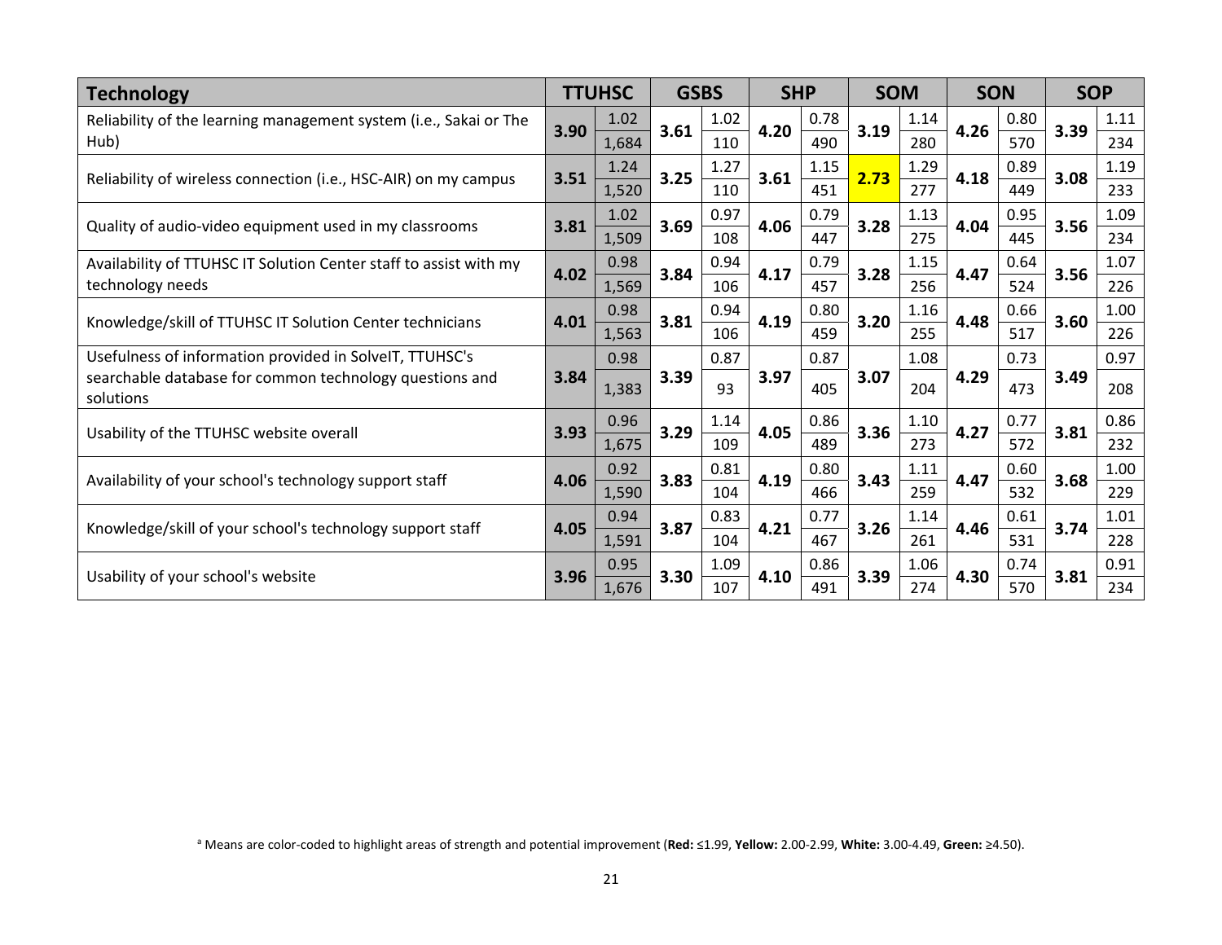| Technology | TTUHSC | | GSBS | | SHP | | SOM | | SON | | SOP | |
|---|---|---|---|---|---|---|---|---|---|---|---|---|
| Reliability of the learning management system (i.e., Sakai or The Hub) | **3.90** | 1.02 | **3.61** | 1.02 | **4.20** | 0.78 | **3.19** | 1.14 | **4.26** | 0.80 | **3.39** | 1.11 |
| | | 1,684 | | 110 | | 490 | | 280 | | 570 | | 234 |
| Reliability of wireless connection (i.e., HSC-AIR) on my campus | **3.51** | 1.24 | **3.25** | 1.27 | **3.61** | 1.15 | **2.73** | 1.29 | **4.18** | 0.89 | **3.08** | 1.19 |
| | | 1,520 | | 110 | | 451 | | 277 | | 449 | | 233 |
| Quality of audio-video equipment used in my classrooms | **3.81** | 1.02 | **3.69** | 0.97 | **4.06** | 0.79 | **3.28** | 1.13 | **4.04** | 0.95 | **3.56** | 1.09 |
| | | 1,509 | | 108 | | 447 | | 275 | | 445 | | 234 |
| Availability of TTUHSC IT Solution Center staff to assist with my technology needs | **4.02** | 0.98 | **3.84** | 0.94 | **4.17** | 0.79 | **3.28** | 1.15 | **4.47** | 0.64 | **3.56** | 1.07 |
| | | 1,569 | | 106 | | 457 | | 256 | | 524 | | 226 |
| Knowledge/skill of TTUHSC IT Solution Center technicians | **4.01** | 0.98 | **3.81** | 0.94 | **4.19** | 0.80 | **3.20** | 1.16 | **4.48** | 0.66 | **3.60** | 1.00 |
| | | 1,563 | | 106 | | 459 | | 255 | | 517 | | 226 |
| Usefulness of information provided in SolveIT, TTUHSC's searchable database for common technology questions and solutions | **3.84** | 0.98 | **3.39** | 0.87 | **3.97** | 0.87 | **3.07** | 1.08 | **4.29** | 0.73 | **3.49** | 0.97 |
| | | 1,383 | | 93 | | 405 | | 204 | | 473 | | 208 |
| Usability of the TTUHSC website overall | **3.93** | 0.96 | **3.29** | 1.14 | **4.05** | 0.86 | **3.36** | 1.10 | **4.27** | 0.77 | **3.81** | 0.86 |
| | | 1,675 | | 109 | | 489 | | 273 | | 572 | | 232 |
| Availability of your school's technology support staff | **4.06** | 0.92 | **3.83** | 0.81 | **4.19** | 0.80 | **3.43** | 1.11 | **4.47** | 0.60 | **3.68** | 1.00 |
| | | 1,590 | | 104 | | 466 | | 259 | | 532 | | 229 |
| Knowledge/skill of your school's technology support staff | **4.05** | 0.94 | **3.87** | 0.83 | **4.21** | 0.77 | **3.26** | 1.14 | **4.46** | 0.61 | **3.74** | 1.01 |
| | | 1,591 | | 104 | | 467 | | 261 | | 531 | | 228 |
| Usability of your school's website | **3.96** | 0.95 | **3.30** | 1.09 | **4.10** | 0.86 | **3.39** | 1.06 | **4.30** | 0.74 | **3.81** | 0.91 |
| | | 1,676 | | 107 | | 491 | | 274 | | 570 | | 234 |

[a] Means are color-coded to highlight areas of strength and potential improvement (**Red:** ≤1.99, **Yellow:** 2.00-2.99, **White:** 3.00-4.49, **Green:** ≥4.50).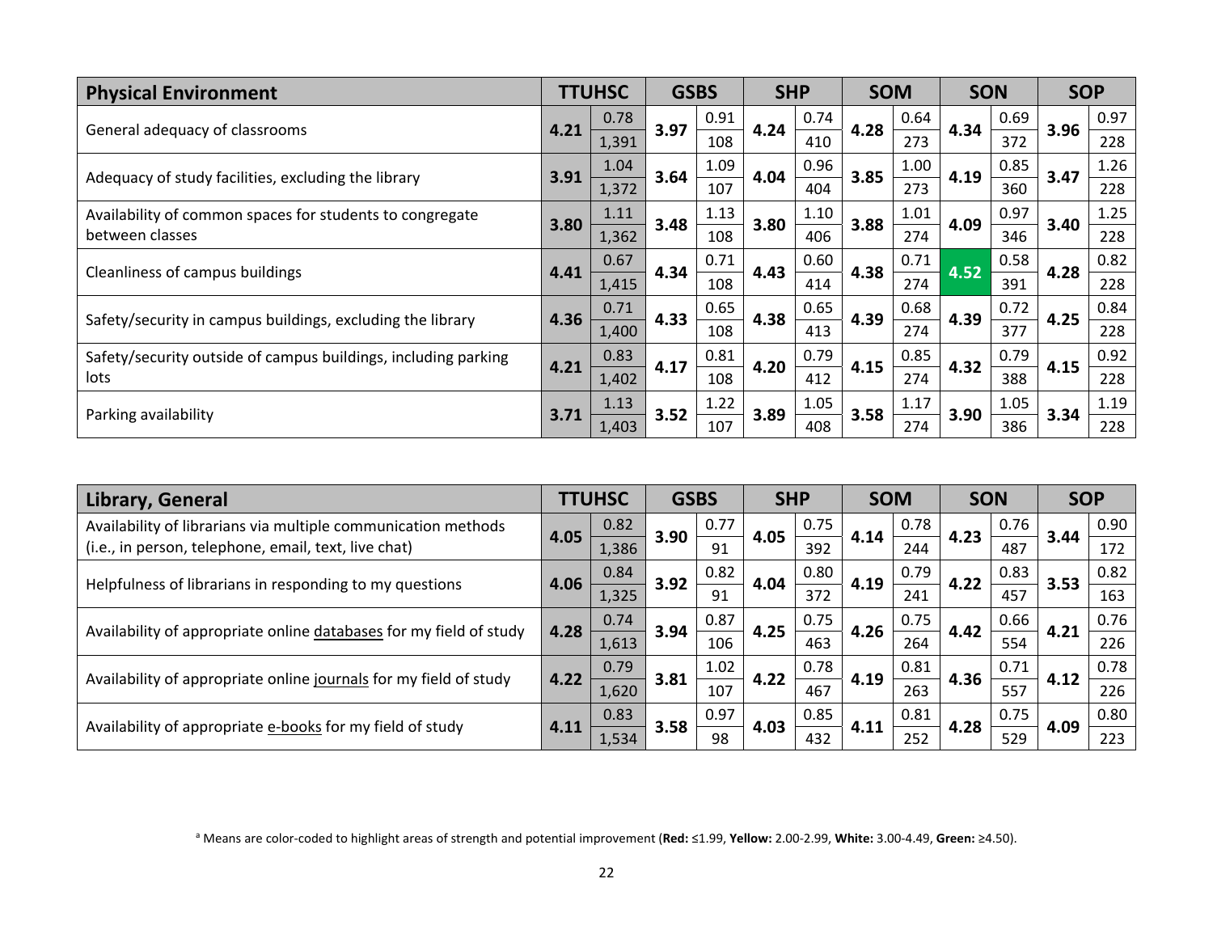| Physical Environment | TTUHSC | | | GSBS | | | SHP | | | SOM | | | SON | | | SOP | | |
|---|---|---|---|---|---|---|---|---|---|---|---|---|---|---|---|---|---|---|
| General adequacy of classrooms | 4.21 | 0.78 | 1,391 | 3.97 | 0.91 | 108 | 4.24 | 0.74 | 410 | 4.28 | 0.64 | 273 | 4.34 | 0.69 | 372 | 3.96 | 0.97 | 228 |
| Adequacy of study facilities, excluding the library | 3.91 | 1.04 | 1,372 | 3.64 | 1.09 | 107 | 4.04 | 0.96 | 404 | 3.85 | 1.00 | 273 | 4.19 | 0.85 | 360 | 3.47 | 1.26 | 228 |
| Availability of common spaces for students to congregate between classes | 3.80 | 1.11 | 1,362 | 3.48 | 1.13 | 108 | 3.80 | 1.10 | 406 | 3.88 | 1.01 | 274 | 4.09 | 0.97 | 346 | 3.40 | 1.25 | 228 |
| Cleanliness of campus buildings | 4.41 | 0.67 | 1,415 | 4.34 | 0.71 | 108 | 4.43 | 0.60 | 414 | 4.38 | 0.71 | 274 | 4.52 | 0.58 | 391 | 4.28 | 0.82 | 228 |
| Safety/security in campus buildings, excluding the library | 4.36 | 0.71 | 1,400 | 4.33 | 0.65 | 108 | 4.38 | 0.65 | 413 | 4.39 | 0.68 | 274 | 4.39 | 0.72 | 377 | 4.25 | 0.84 | 228 |
| Safety/security outside of campus buildings, including parking lots | 4.21 | 0.83 | 1,402 | 4.17 | 0.81 | 108 | 4.20 | 0.79 | 412 | 4.15 | 0.85 | 274 | 4.32 | 0.79 | 388 | 4.15 | 0.92 | 228 |
| Parking availability | 3.71 | 1.13 | 1,403 | 3.52 | 1.22 | 107 | 3.89 | 1.05 | 408 | 3.58 | 1.17 | 274 | 3.90 | 1.05 | 386 | 3.34 | 1.19 | 228 |

| Library, General | TTUHSC | | | GSBS | | | SHP | | | SOM | | | SON | | | SOP | | |
|---|---|---|---|---|---|---|---|---|---|---|---|---|---|---|---|---|---|---|
| Availability of librarians via multiple communication methods (i.e., in person, telephone, email, text, live chat) | 4.05 | 0.82 | 1,386 | 3.90 | 0.77 | 91 | 4.05 | 0.75 | 392 | 4.14 | 0.78 | 244 | 4.23 | 0.76 | 487 | 3.44 | 0.90 | 172 |
| Helpfulness of librarians in responding to my questions | 4.06 | 0.84 | 1,325 | 3.92 | 0.82 | 91 | 4.04 | 0.80 | 372 | 4.19 | 0.79 | 241 | 4.22 | 0.83 | 457 | 3.53 | 0.82 | 163 |
| Availability of appropriate online databases for my field of study | 4.28 | 0.74 | 1,613 | 3.94 | 0.87 | 106 | 4.25 | 0.75 | 463 | 4.26 | 0.75 | 264 | 4.42 | 0.66 | 554 | 4.21 | 0.76 | 226 |
| Availability of appropriate online journals for my field of study | 4.22 | 0.79 | 1,620 | 3.81 | 1.02 | 107 | 4.22 | 0.78 | 467 | 4.19 | 0.81 | 263 | 4.36 | 0.71 | 557 | 4.12 | 0.78 | 226 |
| Availability of appropriate e-books for my field of study | 4.11 | 0.83 | 1,534 | 3.58 | 0.97 | 98 | 4.03 | 0.85 | 432 | 4.11 | 0.81 | 252 | 4.28 | 0.75 | 529 | 4.09 | 0.80 | 223 |

[a] Means are color-coded to highlight areas of strength and potential improvement (**Red:** ≤1.99, **Yellow:** 2.00-2.99, **White:** 3.00-4.49, **Green:** ≥4.50).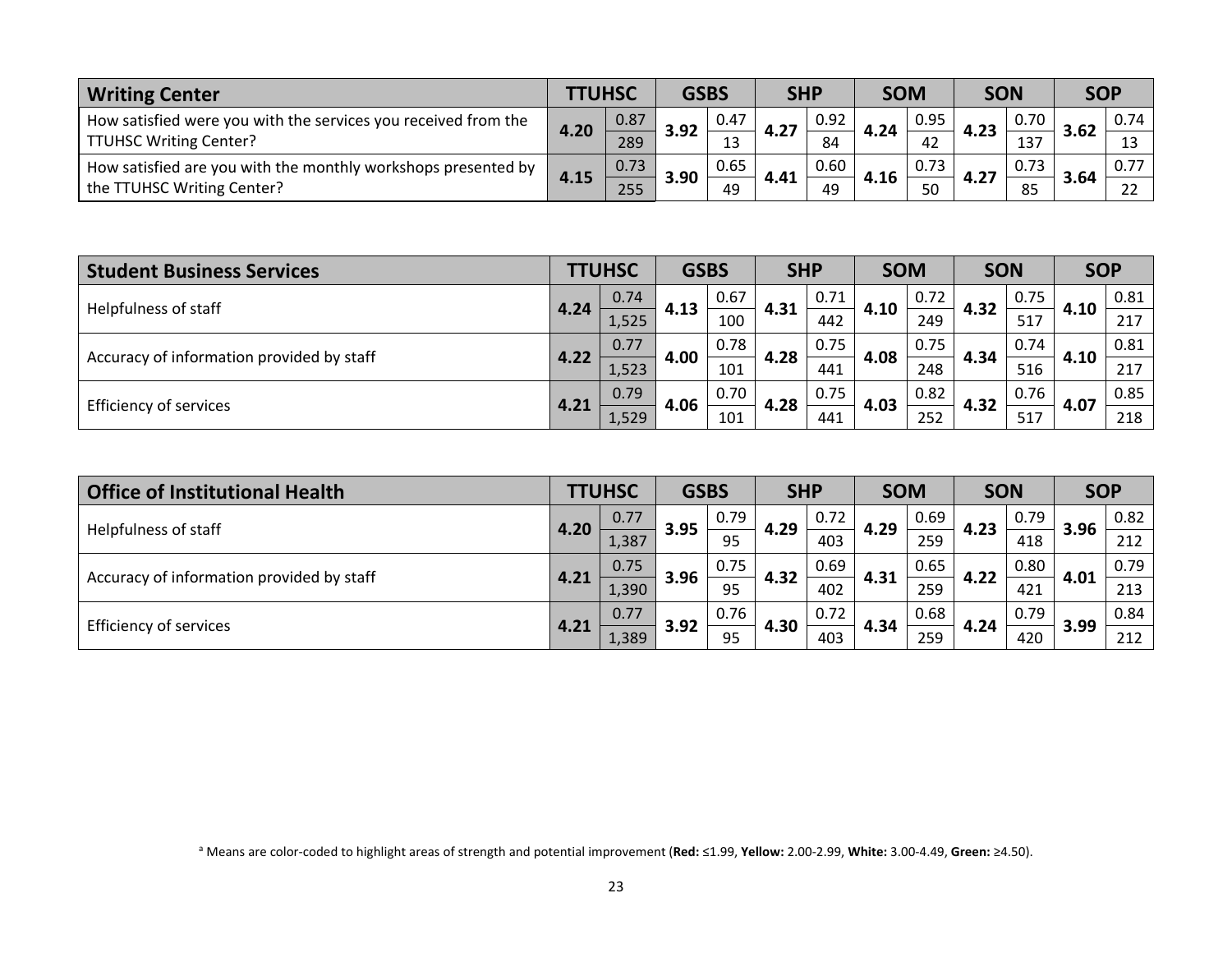| Writing Center | TTUHSC | | GSBS | | SHP | | SOM | | SON | | SOP | |
|---|---|---|---|---|---|---|---|---|---|---|---|---|
| How satisfied were you with the services you received from the TTUHSC Writing Center? | 4.20 | 0.87 | 3.92 | 0.47 | 4.27 | 0.92 | 4.24 | 0.95 | 4.23 | 0.70 | 3.62 | 0.74 |
| | | 289 | | 13 | | 84 | | 42 | | 137 | | 13 |
| How satisfied are you with the monthly workshops presented by the TTUHSC Writing Center? | 4.15 | 0.73 | 3.90 | 0.65 | 4.41 | 0.60 | 4.16 | 0.73 | 4.27 | 0.73 | 3.64 | 0.77 |
| | | 255 | | 49 | | 49 | | 50 | | 85 | | 22 |

| Student Business Services | TTUHSC | | GSBS | | SHP | | SOM | | SON | | SOP | |
|---|---|---|---|---|---|---|---|---|---|---|---|---|
| Helpfulness of staff | 4.24 | 0.74 | 4.13 | 0.67 | 4.31 | 0.71 | 4.10 | 0.72 | 4.32 | 0.75 | 4.10 | 0.81 |
| | | 1,525 | | 100 | | 442 | | 249 | | 517 | | 217 |
| Accuracy of information provided by staff | 4.22 | 0.77 | 4.00 | 0.78 | 4.28 | 0.75 | 4.08 | 0.75 | 4.34 | 0.74 | 4.10 | 0.81 |
| | | 1,523 | | 101 | | 441 | | 248 | | 516 | | 217 |
| Efficiency of services | 4.21 | 0.79 | 4.06 | 0.70 | 4.28 | 0.75 | 4.03 | 0.82 | 4.32 | 0.76 | 4.07 | 0.85 |
| | | 1,529 | | 101 | | 441 | | 252 | | 517 | | 218 |

| Office of Institutional Health | TTUHSC | | GSBS | | SHP | | SOM | | SON | | SOP | |
|---|---|---|---|---|---|---|---|---|---|---|---|---|
| Helpfulness of staff | 4.20 | 0.77 | 3.95 | 0.79 | 4.29 | 0.72 | 4.29 | 0.69 | 4.23 | 0.79 | 3.96 | 0.82 |
| | | 1,387 | | 95 | | 403 | | 259 | | 418 | | 212 |
| Accuracy of information provided by staff | 4.21 | 0.75 | 3.96 | 0.75 | 4.32 | 0.69 | 4.31 | 0.65 | 4.22 | 0.80 | 4.01 | 0.79 |
| | | 1,390 | | 95 | | 402 | | 259 | | 421 | | 213 |
| Efficiency of services | 4.21 | 0.77 | 3.92 | 0.76 | 4.30 | 0.72 | 4.34 | 0.68 | 4.24 | 0.79 | 3.99 | 0.84 |
| | | 1,389 | | 95 | | 403 | | 259 | | 420 | | 212 |

[a] Means are color-coded to highlight areas of strength and potential improvement (**Red:** ≤1.99, **Yellow:** 2.00-2.99, **White:** 3.00-4.49, **Green:** ≥4.50).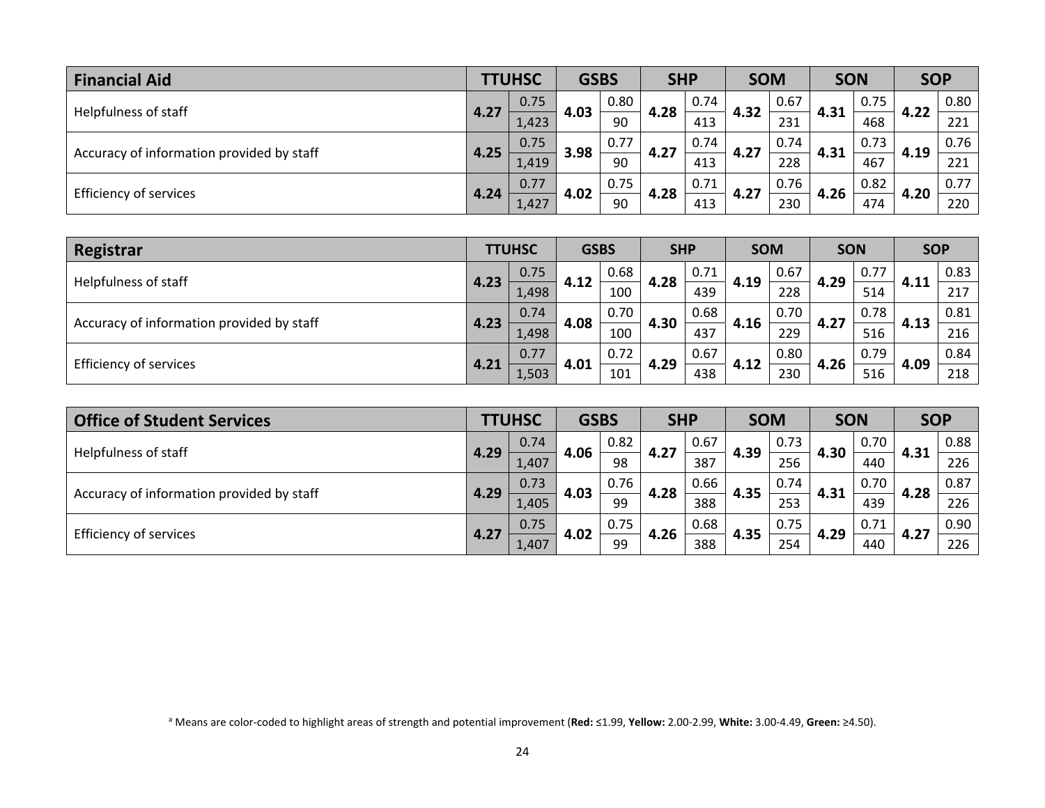| Financial Aid | TTUHSC | | GSBS | | SHP | | SOM | | SON | | SOP | |
|---|---|---|---|---|---|---|---|---|---|---|---|---|
| Helpfulness of staff | **4.27** | 0.75 | **4.03** | 0.80 | **4.28** | 0.74 | **4.32** | 0.67 | **4.31** | 0.75 | **4.22** | 0.80 |
| | | 1,423 | | 90 | | 413 | | 231 | | 468 | | 221 |
| Accuracy of information provided by staff | **4.25** | 0.75 | **3.98** | 0.77 | **4.27** | 0.74 | **4.27** | 0.74 | **4.31** | 0.73 | **4.19** | 0.76 |
| | | 1,419 | | 90 | | 413 | | 228 | | 467 | | 221 |
| Efficiency of services | **4.24** | 0.77 | **4.02** | 0.75 | **4.28** | 0.71 | **4.27** | 0.76 | **4.26** | 0.82 | **4.20** | 0.77 |
| | | 1,427 | | 90 | | 413 | | 230 | | 474 | | 220 |

| Registrar | TTUHSC | | GSBS | | SHP | | SOM | | SON | | SOP | |
|---|---|---|---|---|---|---|---|---|---|---|---|---|
| Helpfulness of staff | **4.23** | 0.75 | **4.12** | 0.68 | **4.28** | 0.71 | **4.19** | 0.67 | **4.29** | 0.77 | **4.11** | 0.83 |
| | | 1,498 | | 100 | | 439 | | 228 | | 514 | | 217 |
| Accuracy of information provided by staff | **4.23** | 0.74 | **4.08** | 0.70 | **4.30** | 0.68 | **4.16** | 0.70 | **4.27** | 0.78 | **4.13** | 0.81 |
| | | 1,498 | | 100 | | 437 | | 229 | | 516 | | 216 |
| Efficiency of services | **4.21** | 0.77 | **4.01** | 0.72 | **4.29** | 0.67 | **4.12** | 0.80 | **4.26** | 0.79 | **4.09** | 0.84 |
| | | 1,503 | | 101 | | 438 | | 230 | | 516 | | 218 |

| Office of Student Services | TTUHSC | | GSBS | | SHP | | SOM | | SON | | SOP | |
|---|---|---|---|---|---|---|---|---|---|---|---|---|
| Helpfulness of staff | **4.29** | 0.74 | **4.06** | 0.82 | **4.27** | 0.67 | **4.39** | 0.73 | **4.30** | 0.70 | **4.31** | 0.88 |
| | | 1,407 | | 98 | | 387 | | 256 | | 440 | | 226 |
| Accuracy of information provided by staff | **4.29** | 0.73 | **4.03** | 0.76 | **4.28** | 0.66 | **4.35** | 0.74 | **4.31** | 0.70 | **4.28** | 0.87 |
| | | 1,405 | | 99 | | 388 | | 253 | | 439 | | 226 |
| Efficiency of services | **4.27** | 0.75 | **4.02** | 0.75 | **4.26** | 0.68 | **4.35** | 0.75 | **4.29** | 0.71 | **4.27** | 0.90 |
| | | 1,407 | | 99 | | 388 | | 254 | | 440 | | 226 |

[a] Means are color-coded to highlight areas of strength and potential improvement (**Red:** ≤1.99, **Yellow:** 2.00-2.99, **White:** 3.00-4.49, **Green:** ≥4.50).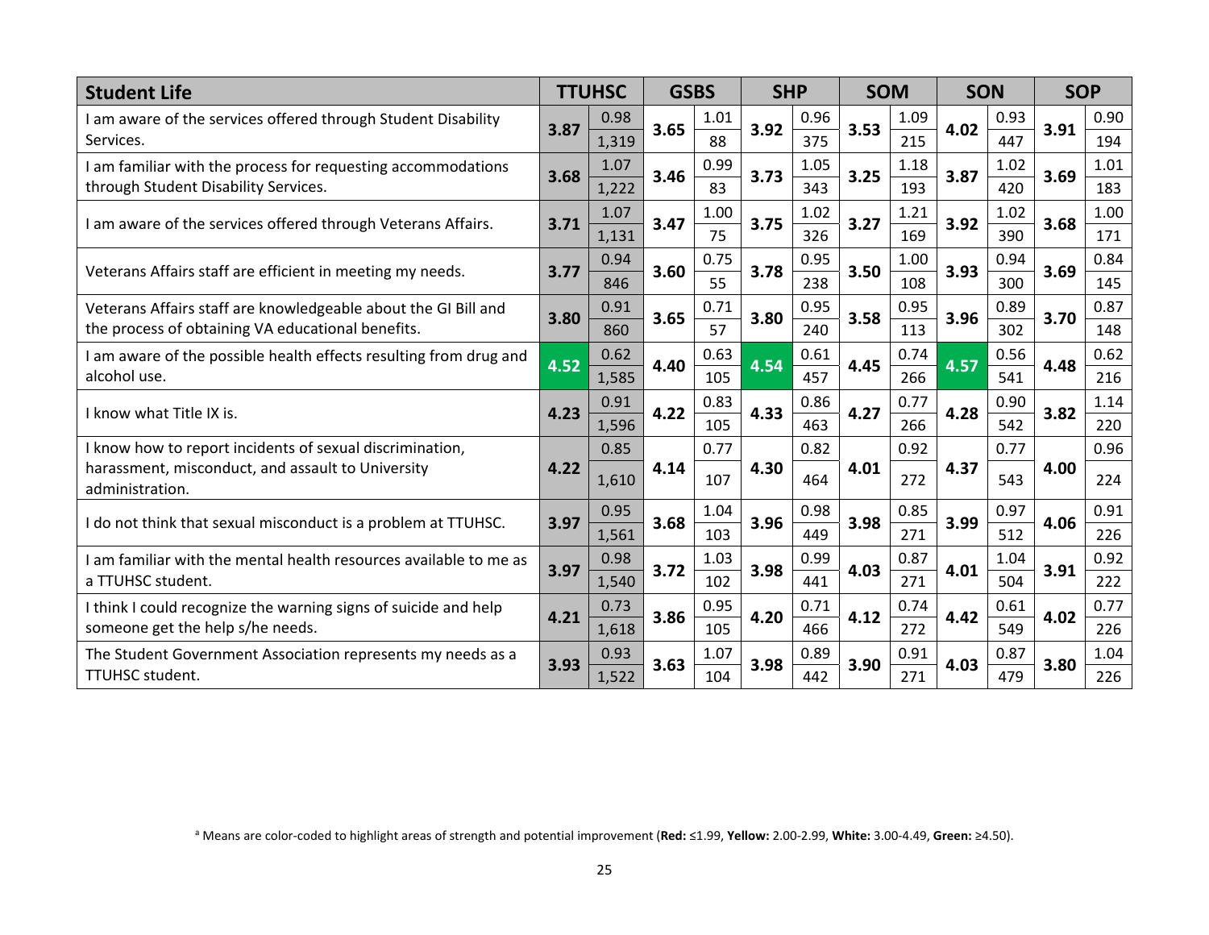| Student Life | TTUHSC | | GSBS | | SHP | | SOM | | SON | | SOP | |
|---|---|---|---|---|---|---|---|---|---|---|---|---|
| I am aware of the services offered through Student Disability Services. | **3.87** | 0.98 | **3.65** | 1.01 | **3.92** | 0.96 | **3.53** | 1.09 | **4.02** | 0.93 | **3.91** | 0.90 |
| | | 1,319 | | 88 | | 375 | | 215 | | 447 | | 194 |
| I am familiar with the process for requesting accommodations through Student Disability Services. | **3.68** | 1.07 | **3.46** | 0.99 | **3.73** | 1.05 | **3.25** | 1.18 | **3.87** | 1.02 | **3.69** | 1.01 |
| | | 1,222 | | 83 | | 343 | | 193 | | 420 | | 183 |
| I am aware of the services offered through Veterans Affairs. | **3.71** | 1.07 | **3.47** | 1.00 | **3.75** | 1.02 | **3.27** | 1.21 | **3.92** | 1.02 | **3.68** | 1.00 |
| | | 1,131 | | 75 | | 326 | | 169 | | 390 | | 171 |
| Veterans Affairs staff are efficient in meeting my needs. | **3.77** | 0.94 | **3.60** | 0.75 | **3.78** | 0.95 | **3.50** | 1.00 | **3.93** | 0.94 | **3.69** | 0.84 |
| | | 846 | | 55 | | 238 | | 108 | | 300 | | 145 |
| Veterans Affairs staff are knowledgeable about the GI Bill and the process of obtaining VA educational benefits. | **3.80** | 0.91 | **3.65** | 0.71 | **3.80** | 0.95 | **3.58** | 0.95 | **3.96** | 0.89 | **3.70** | 0.87 |
| | | 860 | | 57 | | 240 | | 113 | | 302 | | 148 |
| I am aware of the possible health effects resulting from drug and alcohol use. | **4.52** | 0.62 | **4.40** | 0.63 | **4.54** | 0.61 | **4.45** | 0.74 | **4.57** | 0.56 | **4.48** | 0.62 |
| | | 1,585 | | 105 | | 457 | | 266 | | 541 | | 216 |
| I know what Title IX is. | **4.23** | 0.91 | **4.22** | 0.83 | **4.33** | 0.86 | **4.27** | 0.77 | **4.28** | 0.90 | **3.82** | 1.14 |
| | | 1,596 | | 105 | | 463 | | 266 | | 542 | | 220 |
| I know how to report incidents of sexual discrimination, harassment, misconduct, and assault to University administration. | **4.22** | 0.85 | **4.14** | 0.77 | **4.30** | 0.82 | **4.01** | 0.92 | **4.37** | 0.77 | **4.00** | 0.96 |
| | | 1,610 | | 107 | | 464 | | 272 | | 543 | | 224 |
| I do not think that sexual misconduct is a problem at TTUHSC. | **3.97** | 0.95 | **3.68** | 1.04 | **3.96** | 0.98 | **3.98** | 0.85 | **3.99** | 0.97 | **4.06** | 0.91 |
| | | 1,561 | | 103 | | 449 | | 271 | | 512 | | 226 |
| I am familiar with the mental health resources available to me as a TTUHSC student. | **3.97** | 0.98 | **3.72** | 1.03 | **3.98** | 0.99 | **4.03** | 0.87 | **4.01** | 1.04 | **3.91** | 0.92 |
| | | 1,540 | | 102 | | 441 | | 271 | | 504 | | 222 |
| I think I could recognize the warning signs of suicide and help someone get the help s/he needs. | **4.21** | 0.73 | **3.86** | 0.95 | **4.20** | 0.71 | **4.12** | 0.74 | **4.42** | 0.61 | **4.02** | 0.77 |
| | | 1,618 | | 105 | | 466 | | 272 | | 549 | | 226 |
| The Student Government Association represents my needs as a TTUHSC student. | **3.93** | 0.93 | **3.63** | 1.07 | **3.98** | 0.89 | **3.90** | 0.91 | **4.03** | 0.87 | **3.80** | 1.04 |
| | | 1,522 | | 104 | | 442 | | 271 | | 479 | | 226 |

[a] Means are color-coded to highlight areas of strength and potential improvement (**Red:** ≤1.99, **Yellow:** 2.00-2.99, **White:** 3.00-4.49, **Green:** ≥4.50).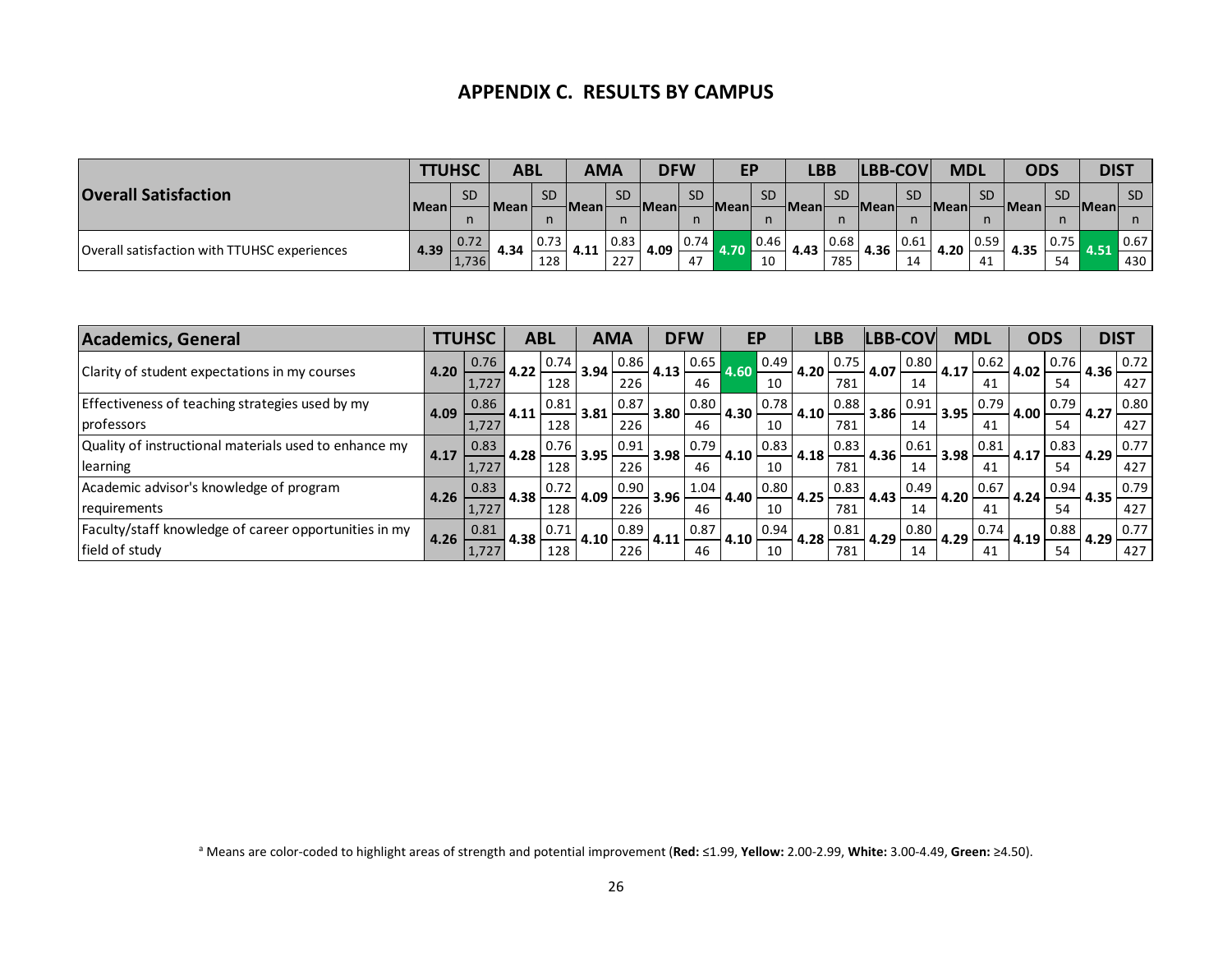# APPENDIX C. RESULTS BY CAMPUS

| Overall Satisfaction | TTUHSC | | ABL | | AMA | | DFW | | EP | | LBB | | LBB-COV | | MDL | | ODS | | DIST | |
|---|---|---|---|---|---|---|---|---|---|---|---|---|---|---|---|---|---|---|---|---|
| | Mean | SD / n | Mean | SD / n | Mean | SD / n | Mean | SD / n | Mean | SD / n | Mean | SD / n | Mean | SD / n | Mean | SD / n | Mean | SD / n | Mean | SD / n |
| Overall satisfaction with TTUHSC experiences | 4.39 | 0.72 / 1,736 | 4.34 | 0.73 / 128 | 4.11 | 0.83 / 227 | 4.09 | 0.74 / 47 | 4.70 | 0.46 / 10 | 4.43 | 0.68 / 785 | 4.36 | 0.61 / 14 | 4.20 | 0.59 / 41 | 4.35 | 0.75 / 54 | 4.51 | 0.67 / 430 |

| Academics, General | TTUHSC | | ABL | | AMA | | DFW | | EP | | LBB | | LBB-COV | | MDL | | ODS | | DIST | |
|---|---|---|---|---|---|---|---|---|---|---|---|---|---|---|---|---|---|---|---|---|
| | Mean | SD / n | Mean | SD / n | Mean | SD / n | Mean | SD / n | Mean | SD / n | Mean | SD / n | Mean | SD / n | Mean | SD / n | Mean | SD / n | Mean | SD / n |
| Clarity of student expectations in my courses | 4.20 | 0.76 / 1,727 | 4.22 | 0.74 / 128 | 3.94 | 0.86 / 226 | 4.13 | 0.65 / 46 | 4.60 | 0.49 / 10 | 4.20 | 0.75 / 781 | 4.07 | 0.80 / 14 | 4.17 | 0.62 / 41 | 4.02 | 0.76 / 54 | 4.36 | 0.72 / 427 |
| Effectiveness of teaching strategies used by my professors | 4.09 | 0.86 / 1,727 | 4.11 | 0.81 / 128 | 3.81 | 0.87 / 226 | 3.80 | 0.80 / 46 | 4.30 | 0.78 / 10 | 4.10 | 0.88 / 781 | 3.86 | 0.91 / 14 | 3.95 | 0.79 / 41 | 4.00 | 0.79 / 54 | 4.27 | 0.80 / 427 |
| Quality of instructional materials used to enhance my learning | 4.17 | 0.83 / 1,727 | 4.28 | 0.76 / 128 | 3.95 | 0.91 / 226 | 3.98 | 0.79 / 46 | 4.10 | 0.83 / 10 | 4.18 | 0.83 / 781 | 4.36 | 0.61 / 14 | 3.98 | 0.81 / 41 | 4.17 | 0.83 / 54 | 4.29 | 0.77 / 427 |
| Academic advisor's knowledge of program requirements | 4.26 | 0.83 / 1,727 | 4.38 | 0.72 / 128 | 4.09 | 0.90 / 226 | 3.96 | 1.04 / 46 | 4.40 | 0.80 / 10 | 4.25 | 0.83 / 781 | 4.43 | 0.49 / 14 | 4.20 | 0.67 / 41 | 4.24 | 0.94 / 54 | 4.35 | 0.79 / 427 |
| Faculty/staff knowledge of career opportunities in my field of study | 4.26 | 0.81 / 1,727 | 4.38 | 0.71 / 128 | 4.10 | 0.89 / 226 | 4.11 | 0.87 / 46 | 4.10 | 0.94 / 10 | 4.28 | 0.81 / 781 | 4.29 | 0.80 / 14 | 4.29 | 0.74 / 41 | 4.19 | 0.88 / 54 | 4.29 | 0.77 / 427 |

[a] Means are color-coded to highlight areas of strength and potential improvement (**Red:** ≤1.99, **Yellow:** 2.00-2.99, **White:** 3.00-4.49, **Green:** ≥4.50).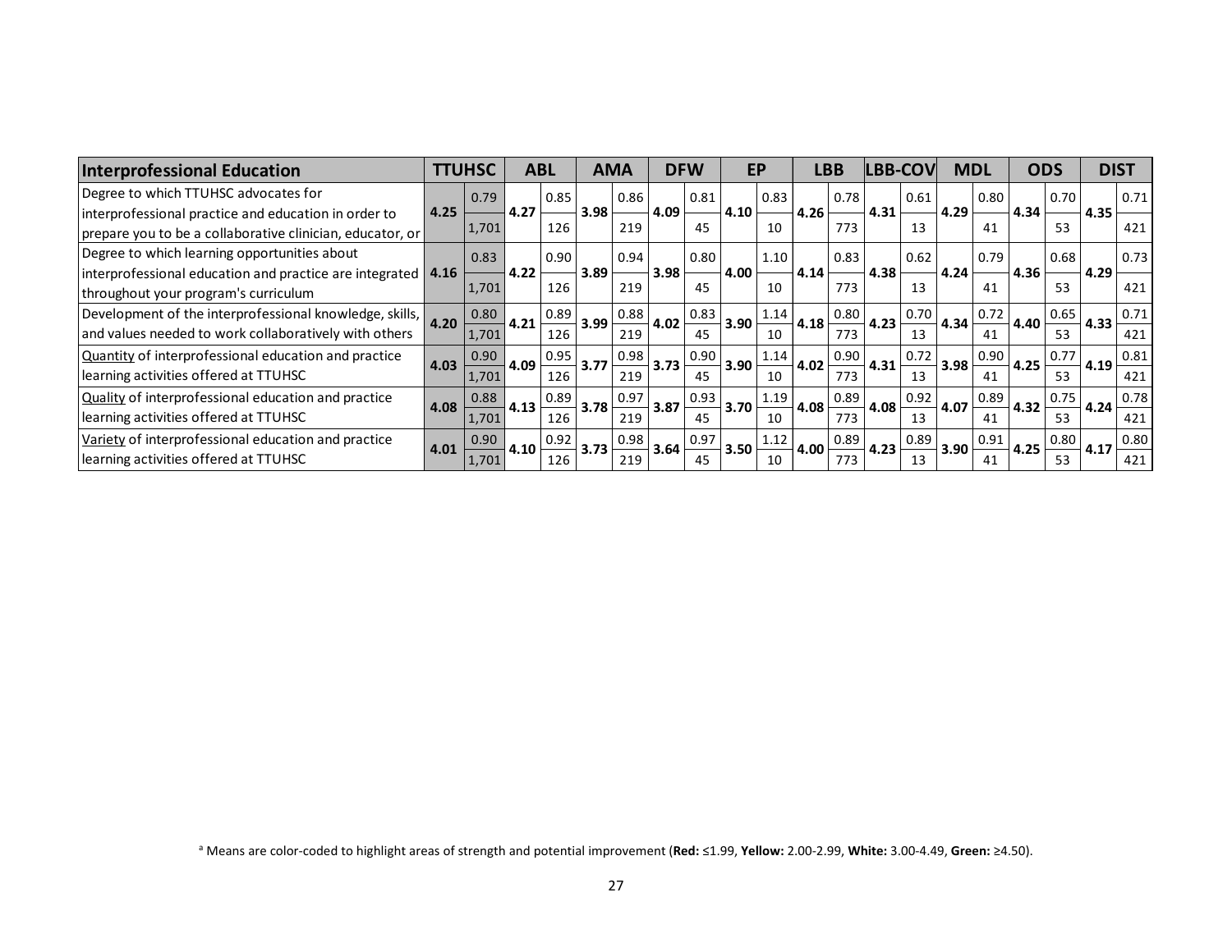| Interprofessional Education | TTUHSC | | | ABL | | | AMA | | | DFW | | | EP | | | LBB | | | LBB-COV | | | MDL | | | ODS | | | DIST | | |
|---|---|---|---|---|---|---|---|---|---|---|---|---|---|---|---|---|---|---|---|---|---|---|---|---|---|---|---|---|---|---|
| | Mean | SD | n | Mean | SD | n | Mean | SD | n | Mean | SD | n | Mean | SD | n | Mean | SD | n | Mean | SD | n | Mean | SD | n | Mean | SD | n | Mean | SD | n |
| Degree to which TTUHSC advocates for interprofessional practice and education in order to prepare you to be a collaborative clinician, educator, or | 4.25 | 0.79 | 1,701 | 4.27 | 0.85 | 126 | 3.98 | 0.86 | 219 | 4.09 | 0.81 | 45 | 4.10 | 0.83 | 10 | 4.26 | 0.78 | 773 | 4.31 | 0.61 | 13 | 4.29 | 0.80 | 41 | 4.34 | 0.70 | 53 | 4.35 | 0.71 | 421 |
| Degree to which learning opportunities about interprofessional education and practice are integrated throughout your program's curriculum | 4.16 | 0.83 | 1,701 | 4.22 | 0.90 | 126 | 3.89 | 0.94 | 219 | 3.98 | 0.80 | 45 | 4.00 | 1.10 | 10 | 4.14 | 0.83 | 773 | 4.38 | 0.62 | 13 | 4.24 | 0.79 | 41 | 4.36 | 0.68 | 53 | 4.29 | 0.73 | 421 |
| Development of the interprofessional knowledge, skills, and values needed to work collaboratively with others | 4.20 | 0.80 | 1,701 | 4.21 | 0.89 | 126 | 3.99 | 0.88 | 219 | 4.02 | 0.83 | 45 | 3.90 | 1.14 | 10 | 4.18 | 0.80 | 773 | 4.23 | 0.70 | 13 | 4.34 | 0.72 | 41 | 4.40 | 0.65 | 53 | 4.33 | 0.71 | 421 |
| Quantity of interprofessional education and practice learning activities offered at TTUHSC | 4.03 | 0.90 | 1,701 | 4.09 | 0.95 | 126 | 3.77 | 0.98 | 219 | 3.73 | 0.90 | 45 | 3.90 | 1.14 | 10 | 4.02 | 0.90 | 773 | 4.31 | 0.72 | 13 | 3.98 | 0.90 | 41 | 4.25 | 0.77 | 53 | 4.19 | 0.81 | 421 |
| Quality of interprofessional education and practice learning activities offered at TTUHSC | 4.08 | 0.88 | 1,701 | 4.13 | 0.89 | 126 | 3.78 | 0.97 | 219 | 3.87 | 0.93 | 45 | 3.70 | 1.19 | 10 | 4.08 | 0.89 | 773 | 4.08 | 0.92 | 13 | 4.07 | 0.89 | 41 | 4.32 | 0.75 | 53 | 4.24 | 0.78 | 421 |
| Variety of interprofessional education and practice learning activities offered at TTUHSC | 4.01 | 0.90 | 1,701 | 4.10 | 0.92 | 126 | 3.73 | 0.98 | 219 | 3.64 | 0.97 | 45 | 3.50 | 1.12 | 10 | 4.00 | 0.89 | 773 | 4.23 | 0.89 | 13 | 3.90 | 0.91 | 41 | 4.25 | 0.80 | 53 | 4.17 | 0.80 | 421 |

[a] Means are color-coded to highlight areas of strength and potential improvement (**Red:** ≤1.99, **Yellow:** 2.00-2.99, **White:** 3.00-4.49, **Green:** ≥4.50).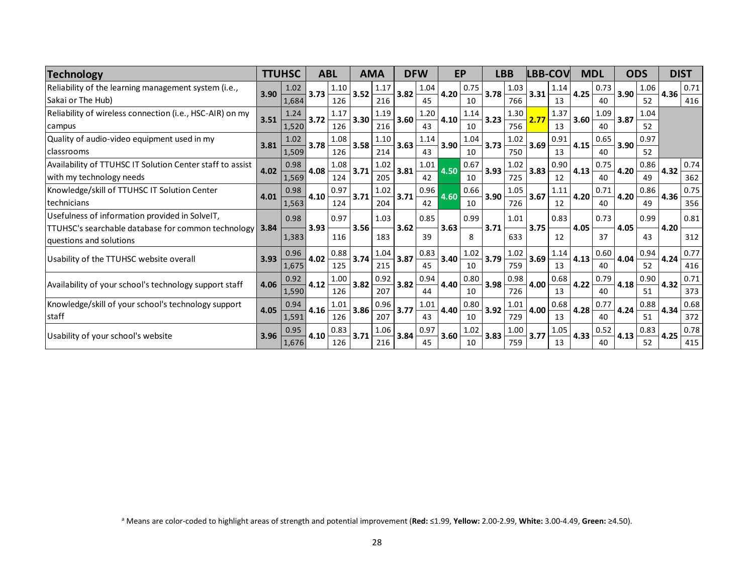| Technology | TTUHSC | | ABL | | AMA | | DFW | | EP | | LBB | | LBB-COV | | MDL | | ODS | | DIST | |
|---|---|---|---|---|---|---|---|---|---|---|---|---|---|---|---|---|---|---|---|---|
| Reliability of the learning management system (i.e., Sakai or The Hub) | 3.90 | 1.02 | 3.73 | 1.10 | 3.52 | 1.17 | 3.82 | 1.04 | 4.20 | 0.75 | 3.78 | 1.03 | 3.31 | 1.14 | 4.25 | 0.73 | 3.90 | 1.06 | 4.36 | 0.71 |
| | | 1,684 | | 126 | | 216 | | 45 | | 10 | | 766 | | 13 | | 40 | | 52 | | 416 |
| Reliability of wireless connection (i.e., HSC-AIR) on my campus | 3.51 | 1.24 | 3.72 | 1.17 | 3.30 | 1.19 | 3.60 | 1.20 | 4.10 | 1.14 | 3.23 | 1.30 | 2.77 | 1.37 | 3.60 | 1.09 | 3.87 | 1.04 | | |
| | | 1,520 | | 126 | | 216 | | 43 | | 10 | | 756 | | 13 | | 40 | | 52 | | |
| Quality of audio-video equipment used in my classrooms | 3.81 | 1.02 | 3.78 | 1.08 | 3.58 | 1.10 | 3.63 | 1.14 | 3.90 | 1.04 | 3.73 | 1.02 | 3.69 | 0.91 | 4.15 | 0.65 | 3.90 | 0.97 | | |
| | | 1,509 | | 126 | | 214 | | 43 | | 10 | | 750 | | 13 | | 40 | | 52 | | |
| Availability of TTUHSC IT Solution Center staff to assist with my technology needs | 4.02 | 0.98 | 4.08 | 1.08 | 3.71 | 1.02 | 3.81 | 1.01 | 4.50 | 0.67 | 3.93 | 1.02 | 3.83 | 0.90 | 4.13 | 0.75 | 4.20 | 0.86 | 4.32 | 0.74 |
| | | 1,569 | | 124 | | 205 | | 42 | | 10 | | 725 | | 12 | | 40 | | 49 | | 362 |
| Knowledge/skill of TTUHSC IT Solution Center technicians | 4.01 | 0.98 | 4.10 | 0.97 | 3.71 | 1.02 | 3.71 | 0.96 | 4.60 | 0.66 | 3.90 | 1.05 | 3.67 | 1.11 | 4.20 | 0.71 | 4.20 | 0.86 | 4.36 | 0.75 |
| | | 1,563 | | 124 | | 204 | | 42 | | 10 | | 726 | | 12 | | 40 | | 49 | | 356 |
| Usefulness of information provided in SolveIT, TTUHSC's searchable database for common technology questions and solutions | 3.84 | 0.98 | 3.93 | 0.97 | 3.56 | 1.03 | 3.62 | 0.85 | 3.63 | 0.99 | 3.71 | 1.01 | 3.75 | 0.83 | 4.05 | 0.73 | 4.05 | 0.99 | 4.20 | 0.81 |
| | | 1,383 | | 116 | | 183 | | 39 | | 8 | | 633 | | 12 | | 37 | | 43 | | 312 |
| Usability of the TTUHSC website overall | 3.93 | 0.96 | 4.02 | 0.88 | 3.74 | 1.04 | 3.87 | 0.83 | 3.40 | 1.02 | 3.79 | 1.02 | 3.69 | 1.14 | 4.13 | 0.60 | 4.04 | 0.94 | 4.24 | 0.77 |
| | | 1,675 | | 125 | | 215 | | 45 | | 10 | | 759 | | 13 | | 40 | | 52 | | 416 |
| Availability of your school's technology support staff | 4.06 | 0.92 | 4.12 | 1.00 | 3.82 | 0.92 | 3.82 | 0.94 | 4.40 | 0.80 | 3.98 | 0.98 | 4.00 | 0.68 | 4.22 | 0.79 | 4.18 | 0.90 | 4.32 | 0.71 |
| | | 1,590 | | 126 | | 207 | | 44 | | 10 | | 726 | | 13 | | 40 | | 51 | | 373 |
| Knowledge/skill of your school's technology support staff | 4.05 | 0.94 | 4.16 | 1.01 | 3.86 | 0.96 | 3.77 | 1.01 | 4.40 | 0.80 | 3.92 | 1.01 | 4.00 | 0.68 | 4.28 | 0.77 | 4.24 | 0.88 | 4.34 | 0.68 |
| | | 1,591 | | 126 | | 207 | | 43 | | 10 | | 729 | | 13 | | 40 | | 51 | | 372 |
| Usability of your school's website | 3.96 | 0.95 | 4.10 | 0.83 | 3.71 | 1.06 | 3.84 | 0.97 | 3.60 | 1.02 | 3.83 | 1.00 | 3.77 | 1.05 | 4.33 | 0.52 | 4.13 | 0.83 | 4.25 | 0.78 |
| | | 1,676 | | 126 | | 216 | | 45 | | 10 | | 759 | | 13 | | 40 | | 52 | | 415 |

[a] Means are color-coded to highlight areas of strength and potential improvement (**Red:** ≤1.99, **Yellow:** 2.00-2.99, **White:** 3.00-4.49, **Green:** ≥4.50).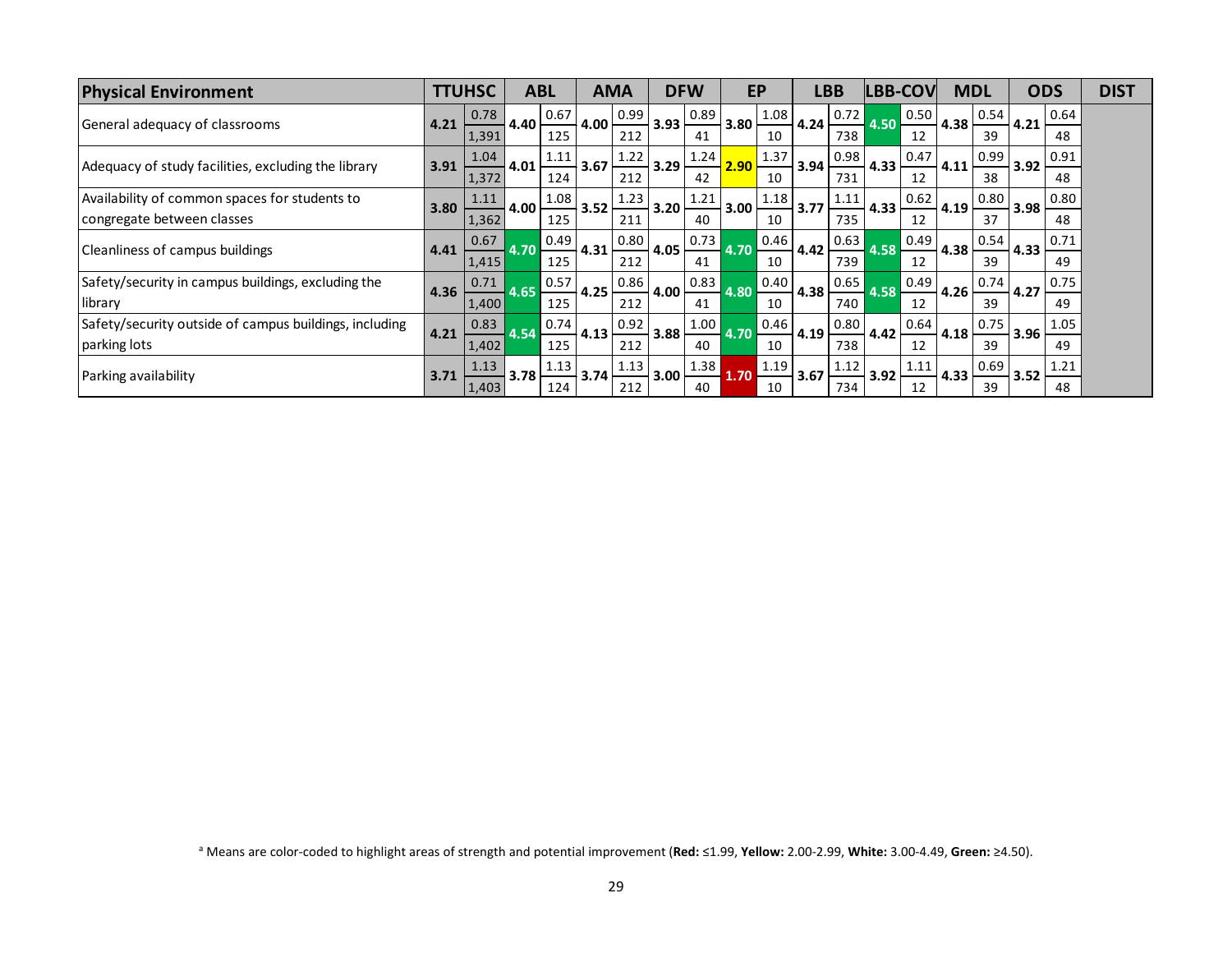| Physical Environment | TTUHSC | | ABL | | AMA | | DFW | | EP | | LBB | | LBB-COV | | MDL | | ODS | | DIST |
|---|---|---|---|---|---|---|---|---|---|---|---|---|---|---|---|---|---|---|---|
| General adequacy of classrooms | **4.21** | 0.78 / 1,391 | **4.40** | 0.67 / 125 | **4.00** | 0.99 / 212 | **3.93** | 0.89 / 41 | **3.80** | 1.08 / 10 | **4.24** | 0.72 / 738 | **4.50** | 0.50 / 12 | **4.38** | 0.54 / 39 | **4.21** | 0.64 / 48 | |
| Adequacy of study facilities, excluding the library | **3.91** | 1.04 / 1,372 | **4.01** | 1.11 / 124 | **3.67** | 1.22 / 212 | **3.29** | 1.24 / 42 | **2.90** | 1.37 / 10 | **3.94** | 0.98 / 731 | **4.33** | 0.47 / 12 | **4.11** | 0.99 / 38 | **3.92** | 0.91 / 48 | |
| Availability of common spaces for students to congregate between classes | **3.80** | 1.11 / 1,362 | **4.00** | 1.08 / 125 | **3.52** | 1.23 / 211 | **3.20** | 1.21 / 40 | **3.00** | 1.18 / 10 | **3.77** | 1.11 / 735 | **4.33** | 0.62 / 12 | **4.19** | 0.80 / 37 | **3.98** | 0.80 / 48 | |
| Cleanliness of campus buildings | **4.41** | 0.67 / 1,415 | **4.70** | 0.49 / 125 | **4.31** | 0.80 / 212 | **4.05** | 0.73 / 41 | **4.70** | 0.46 / 10 | **4.42** | 0.63 / 739 | **4.58** | 0.49 / 12 | **4.38** | 0.54 / 39 | **4.33** | 0.71 / 49 | |
| Safety/security in campus buildings, excluding the library | **4.36** | 0.71 / 1,400 | **4.65** | 0.57 / 125 | **4.25** | 0.86 / 212 | **4.00** | 0.83 / 41 | **4.80** | 0.40 / 10 | **4.38** | 0.65 / 740 | **4.58** | 0.49 / 12 | **4.26** | 0.74 / 39 | **4.27** | 0.75 / 49 | |
| Safety/security outside of campus buildings, including parking lots | **4.21** | 0.83 / 1,402 | **4.54** | 0.74 / 125 | **4.13** | 0.92 / 212 | **3.88** | 1.00 / 40 | **4.70** | 0.46 / 10 | **4.19** | 0.80 / 738 | **4.42** | 0.64 / 12 | **4.18** | 0.75 / 39 | **3.96** | 1.05 / 49 | |
| Parking availability | **3.71** | 1.13 / 1,403 | **3.78** | 1.13 / 124 | **3.74** | 1.13 / 212 | **3.00** | 1.38 / 40 | **1.70** | 1.19 / 10 | **3.67** | 1.12 / 734 | **3.92** | 1.11 / 12 | **4.33** | 0.69 / 39 | **3.52** | 1.21 / 48 | |

[a] Means are color-coded to highlight areas of strength and potential improvement (**Red:** ≤1.99, **Yellow:** 2.00-2.99, **White:** 3.00-4.49, **Green:** ≥4.50).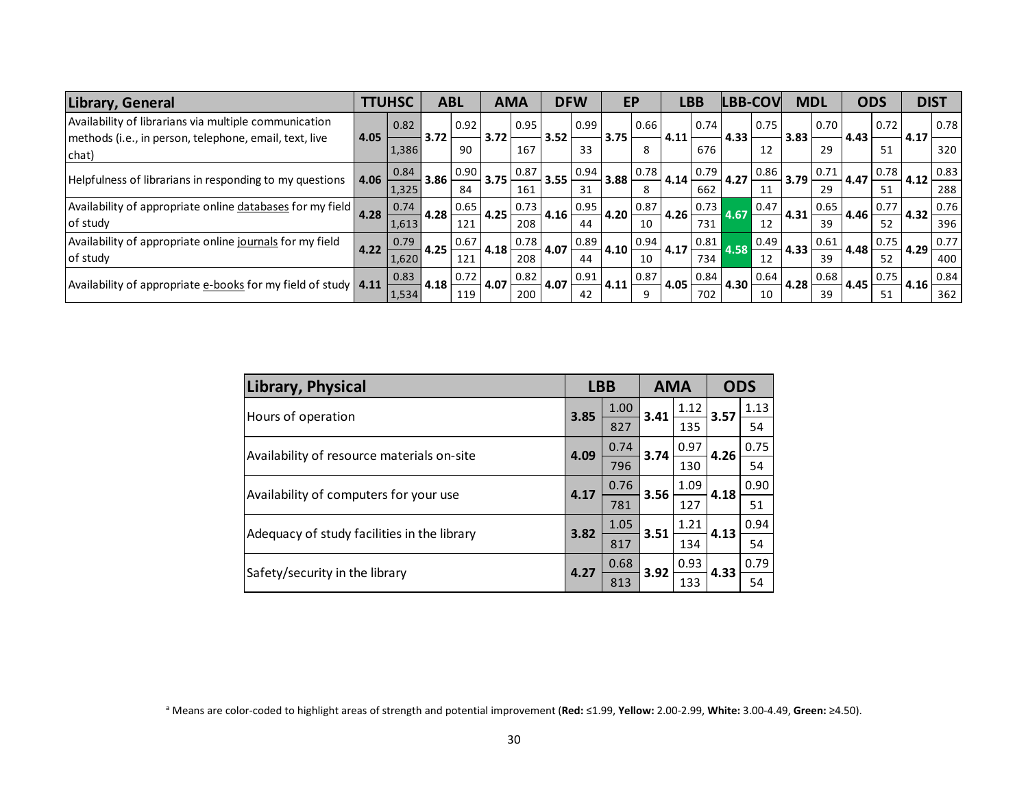| Library, General | TTUHSC | | | ABL | | | AMA | | | DFW | | | EP | | | LBB | | | LBB-COV | | | MDL | | | ODS | | | DIST | | |
|---|---|---|---|---|---|---|---|---|---|---|---|---|---|---|---|---|---|---|---|---|---|---|---|---|---|---|---|---|---|---|
| | Mean | SD | n | Mean | SD | n | Mean | SD | n | Mean | SD | n | Mean | SD | n | Mean | SD | n | Mean | SD | n | Mean | SD | n | Mean | SD | n | Mean | SD | n |
| Availability of librarians via multiple communication methods (i.e., in person, telephone, email, text, live chat) | 4.05 | 0.82 | 1,386 | 3.72 | 0.92 | 90 | 3.72 | 0.95 | 167 | 3.52 | 0.99 | 33 | 3.75 | 0.66 | 8 | 4.11 | 0.74 | 676 | 4.33 | 0.75 | 12 | 3.83 | 0.70 | 29 | 4.43 | 0.72 | 51 | 4.17 | 0.78 | 320 |
| Helpfulness of librarians in responding to my questions | 4.06 | 0.84 | 1,325 | 3.86 | 0.90 | 84 | 3.75 | 0.87 | 161 | 3.55 | 0.94 | 31 | 3.88 | 0.78 | 8 | 4.14 | 0.79 | 662 | 4.27 | 0.86 | 11 | 3.79 | 0.71 | 29 | 4.47 | 0.78 | 51 | 4.12 | 0.83 | 288 |
| Availability of appropriate online databases for my field of study | 4.28 | 0.74 | 1,613 | 4.28 | 0.65 | 121 | 4.25 | 0.73 | 208 | 4.16 | 0.95 | 44 | 4.20 | 0.87 | 10 | 4.26 | 0.73 | 731 | 4.67 | 0.47 | 12 | 4.31 | 0.65 | 39 | 4.46 | 0.77 | 52 | 4.32 | 0.76 | 396 |
| Availability of appropriate online journals for my field of study | 4.22 | 0.79 | 1,620 | 4.25 | 0.67 | 121 | 4.18 | 0.78 | 208 | 4.07 | 0.89 | 44 | 4.10 | 0.94 | 10 | 4.17 | 0.81 | 734 | 4.58 | 0.49 | 12 | 4.33 | 0.61 | 39 | 4.48 | 0.75 | 52 | 4.29 | 0.77 | 400 |
| Availability of appropriate e-books for my field of study | 4.11 | 0.83 | 1,534 | 4.18 | 0.72 | 119 | 4.07 | 0.82 | 200 | 4.07 | 0.91 | 42 | 4.11 | 0.87 | 9 | 4.05 | 0.84 | 702 | 4.30 | 0.64 | 10 | 4.28 | 0.68 | 39 | 4.45 | 0.75 | 51 | 4.16 | 0.84 | 362 |

| Library, Physical | LBB | | | AMA | | | ODS | | |
|---|---|---|---|---|---|---|---|---|---|
| | Mean | SD | n | Mean | SD | n | Mean | SD | n |
| Hours of operation | 3.85 | 1.00 | 827 | 3.41 | 1.12 | 135 | 3.57 | 1.13 | 54 |
| Availability of resource materials on-site | 4.09 | 0.74 | 796 | 3.74 | 0.97 | 130 | 4.26 | 0.75 | 54 |
| Availability of computers for your use | 4.17 | 0.76 | 781 | 3.56 | 1.09 | 127 | 4.18 | 0.90 | 51 |
| Adequacy of study facilities in the library | 3.82 | 1.05 | 817 | 3.51 | 1.21 | 134 | 4.13 | 0.94 | 54 |
| Safety/security in the library | 4.27 | 0.68 | 813 | 3.92 | 0.93 | 133 | 4.33 | 0.79 | 54 |

[a] Means are color-coded to highlight areas of strength and potential improvement (**Red:** ≤1.99, **Yellow:** 2.00-2.99, **White:** 3.00-4.49, **Green:** ≥4.50).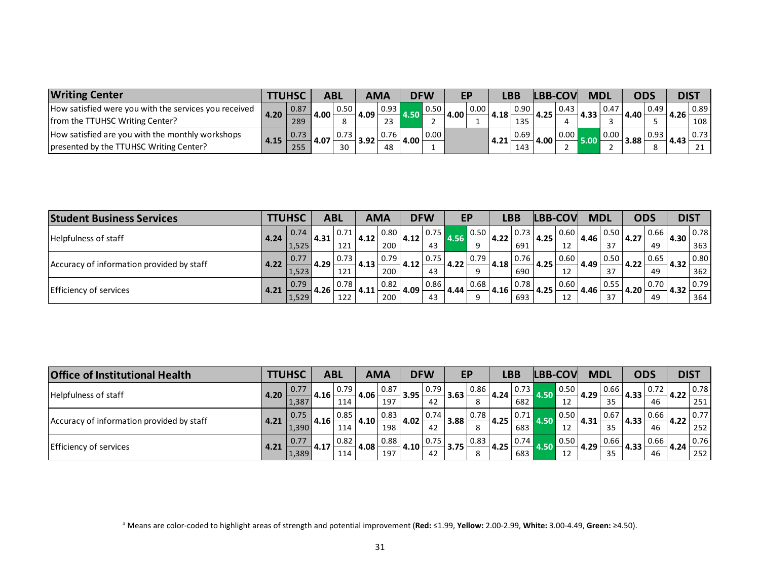| Writing Center | TTUHSC | | ABL | | AMA | | DFW | | EP | | LBB | | LBB-COV | | MDL | | ODS | | DIST | |
|---|---|---|---|---|---|---|---|---|---|---|---|---|---|---|---|---|---|---|---|---|
| How satisfied were you with the services you received from the TTUHSC Writing Center? | 4.20 | 0.87 / 289 | 4.00 | 0.50 / 8 | 4.09 | 0.93 / 23 | 4.50 | 0.50 / 2 | 4.00 | 0.00 / 1 | 4.18 | 0.90 / 135 | 4.25 | 0.43 / 4 | 4.33 | 0.47 / 3 | 4.40 | 0.49 / 5 | 4.26 | 0.89 / 108 |
| How satisfied are you with the monthly workshops presented by the TTUHSC Writing Center? | 4.15 | 0.73 / 255 | 4.07 | 0.73 / 30 | 3.92 | 0.76 / 48 | 4.00 | 0.00 / 1 | | | 4.21 | 0.69 / 143 | 4.00 | 0.00 / 2 | 5.00 | 0.00 / 2 | 3.88 | 0.93 / 8 | 4.43 | 0.73 / 21 |

| Student Business Services | TTUHSC | | ABL | | AMA | | DFW | | EP | | LBB | | LBB-COV | | MDL | | ODS | | DIST | |
|---|---|---|---|---|---|---|---|---|---|---|---|---|---|---|---|---|---|---|---|---|
| Helpfulness of staff | 4.24 | 0.74 / 1,525 | 4.31 | 0.71 / 121 | 4.12 | 0.80 / 200 | 4.12 | 0.75 / 43 | 4.56 | 0.50 / 9 | 4.22 | 0.73 / 691 | 4.25 | 0.60 / 12 | 4.46 | 0.50 / 37 | 4.27 | 0.66 / 49 | 4.30 | 0.78 / 363 |
| Accuracy of information provided by staff | 4.22 | 0.77 / 1,523 | 4.29 | 0.73 / 121 | 4.13 | 0.79 / 200 | 4.12 | 0.75 / 43 | 4.22 | 0.79 / 9 | 4.18 | 0.76 / 690 | 4.25 | 0.60 / 12 | 4.49 | 0.50 / 37 | 4.22 | 0.65 / 49 | 4.32 | 0.80 / 362 |
| Efficiency of services | 4.21 | 0.79 / 1,529 | 4.26 | 0.78 / 122 | 4.11 | 0.82 / 200 | 4.09 | 0.86 / 43 | 4.44 | 0.68 / 9 | 4.16 | 0.78 / 693 | 4.25 | 0.60 / 12 | 4.46 | 0.55 / 37 | 4.20 | 0.70 / 49 | 4.32 | 0.79 / 364 |

| Office of Institutional Health | TTUHSC | | ABL | | AMA | | DFW | | EP | | LBB | | LBB-COV | | MDL | | ODS | | DIST | |
|---|---|---|---|---|---|---|---|---|---|---|---|---|---|---|---|---|---|---|---|---|
| Helpfulness of staff | 4.20 | 0.77 / 1,387 | 4.16 | 0.79 / 114 | 4.06 | 0.87 / 197 | 3.95 | 0.79 / 42 | 3.63 | 0.86 / 8 | 4.24 | 0.73 / 682 | 4.50 | 0.50 / 12 | 4.29 | 0.66 / 35 | 4.33 | 0.72 / 46 | 4.22 | 0.78 / 251 |
| Accuracy of information provided by staff | 4.21 | 0.75 / 1,390 | 4.16 | 0.85 / 114 | 4.10 | 0.83 / 198 | 4.02 | 0.74 / 42 | 3.88 | 0.78 / 8 | 4.25 | 0.71 / 683 | 4.50 | 0.50 / 12 | 4.31 | 0.67 / 35 | 4.33 | 0.66 / 46 | 4.22 | 0.77 / 252 |
| Efficiency of services | 4.21 | 0.77 / 1,389 | 4.17 | 0.82 / 114 | 4.08 | 0.88 / 197 | 4.10 | 0.75 / 42 | 3.75 | 0.83 / 8 | 4.25 | 0.74 / 683 | 4.50 | 0.50 / 12 | 4.29 | 0.66 / 35 | 4.33 | 0.66 / 46 | 4.24 | 0.76 / 252 |

[a] Means are color-coded to highlight areas of strength and potential improvement (**Red:** ≤1.99, **Yellow:** 2.00-2.99, **White:** 3.00-4.49, **Green:** ≥4.50).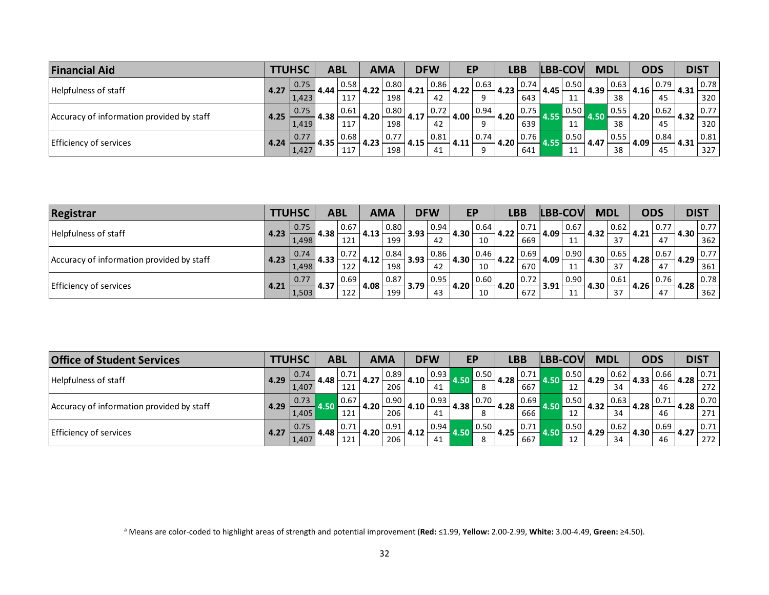| Financial Aid | TTUHSC | | ABL | | AMA | | DFW | | EP | | LBB | | LBB-COV | | MDL | | ODS | | DIST | |
|---|---|---|---|---|---|---|---|---|---|---|---|---|---|---|---|---|---|---|---|---|
| Helpfulness of staff | 4.27 | 0.75 | 4.44 | 0.58 | 4.22 | 0.80 | 4.21 | 0.86 | 4.22 | 0.63 | 4.23 | 0.74 | 4.45 | 0.50 | 4.39 | 0.63 | 4.16 | 0.79 | 4.31 | 0.78 |
| | | 1,423 | | 117 | | 198 | | 42 | | 9 | | 643 | | 11 | | 38 | | 45 | | 320 |
| Accuracy of information provided by staff | 4.25 | 0.75 | 4.38 | 0.61 | 4.20 | 0.80 | 4.17 | 0.72 | 4.00 | 0.94 | 4.20 | 0.75 | 4.55 | 0.50 | 4.50 | 0.55 | 4.20 | 0.62 | 4.32 | 0.77 |
| | | 1,419 | | 117 | | 198 | | 42 | | 9 | | 639 | | 11 | | 38 | | 45 | | 320 |
| Efficiency of services | 4.24 | 0.77 | 4.35 | 0.68 | 4.23 | 0.77 | 4.15 | 0.81 | 4.11 | 0.74 | 4.20 | 0.76 | 4.55 | 0.50 | 4.47 | 0.55 | 4.09 | 0.84 | 4.31 | 0.81 |
| | | 1,427 | | 117 | | 198 | | 41 | | 9 | | 641 | | 11 | | 38 | | 45 | | 327 |

| Registrar | TTUHSC | | ABL | | AMA | | DFW | | EP | | LBB | | LBB-COV | | MDL | | ODS | | DIST | |
|---|---|---|---|---|---|---|---|---|---|---|---|---|---|---|---|---|---|---|---|---|
| Helpfulness of staff | 4.23 | 0.75 | 4.38 | 0.67 | 4.13 | 0.80 | 3.93 | 0.94 | 4.30 | 0.64 | 4.22 | 0.71 | 4.09 | 0.67 | 4.32 | 0.62 | 4.21 | 0.77 | 4.30 | 0.77 |
| | | 1,498 | | 121 | | 199 | | 42 | | 10 | | 669 | | 11 | | 37 | | 47 | | 362 |
| Accuracy of information provided by staff | 4.23 | 0.74 | 4.33 | 0.72 | 4.12 | 0.84 | 3.93 | 0.86 | 4.30 | 0.46 | 4.22 | 0.69 | 4.09 | 0.90 | 4.30 | 0.65 | 4.28 | 0.67 | 4.29 | 0.77 |
| | | 1,498 | | 122 | | 198 | | 42 | | 10 | | 670 | | 11 | | 37 | | 47 | | 361 |
| Efficiency of services | 4.21 | 0.77 | 4.37 | 0.69 | 4.08 | 0.87 | 3.79 | 0.95 | 4.20 | 0.60 | 4.20 | 0.72 | 3.91 | 0.90 | 4.30 | 0.61 | 4.26 | 0.76 | 4.28 | 0.78 |
| | | 1,503 | | 122 | | 199 | | 43 | | 10 | | 672 | | 11 | | 37 | | 47 | | 362 |

| Office of Student Services | TTUHSC | | ABL | | AMA | | DFW | | EP | | LBB | | LBB-COV | | MDL | | ODS | | DIST | |
|---|---|---|---|---|---|---|---|---|---|---|---|---|---|---|---|---|---|---|---|---|
| Helpfulness of staff | 4.29 | 0.74 | 4.48 | 0.71 | 4.27 | 0.89 | 4.10 | 0.93 | 4.50 | 0.50 | 4.28 | 0.71 | 4.50 | 0.50 | 4.29 | 0.62 | 4.33 | 0.66 | 4.28 | 0.71 |
| | | 1,407 | | 121 | | 206 | | 41 | | 8 | | 667 | | 12 | | 34 | | 46 | | 272 |
| Accuracy of information provided by staff | 4.29 | 0.73 | 4.50 | 0.67 | 4.20 | 0.90 | 4.10 | 0.93 | 4.38 | 0.70 | 4.28 | 0.69 | 4.50 | 0.50 | 4.32 | 0.63 | 4.28 | 0.71 | 4.28 | 0.70 |
| | | 1,405 | | 121 | | 206 | | 41 | | 8 | | 666 | | 12 | | 34 | | 46 | | 271 |
| Efficiency of services | 4.27 | 0.75 | 4.48 | 0.71 | 4.20 | 0.91 | 4.12 | 0.94 | 4.50 | 0.50 | 4.25 | 0.71 | 4.50 | 0.50 | 4.29 | 0.62 | 4.30 | 0.69 | 4.27 | 0.71 |
| | | 1,407 | | 121 | | 206 | | 41 | | 8 | | 667 | | 12 | | 34 | | 46 | | 272 |

[a] Means are color-coded to highlight areas of strength and potential improvement (**Red:** ≤1.99, **Yellow:** 2.00-2.99, **White:** 3.00-4.49, **Green:** ≥4.50).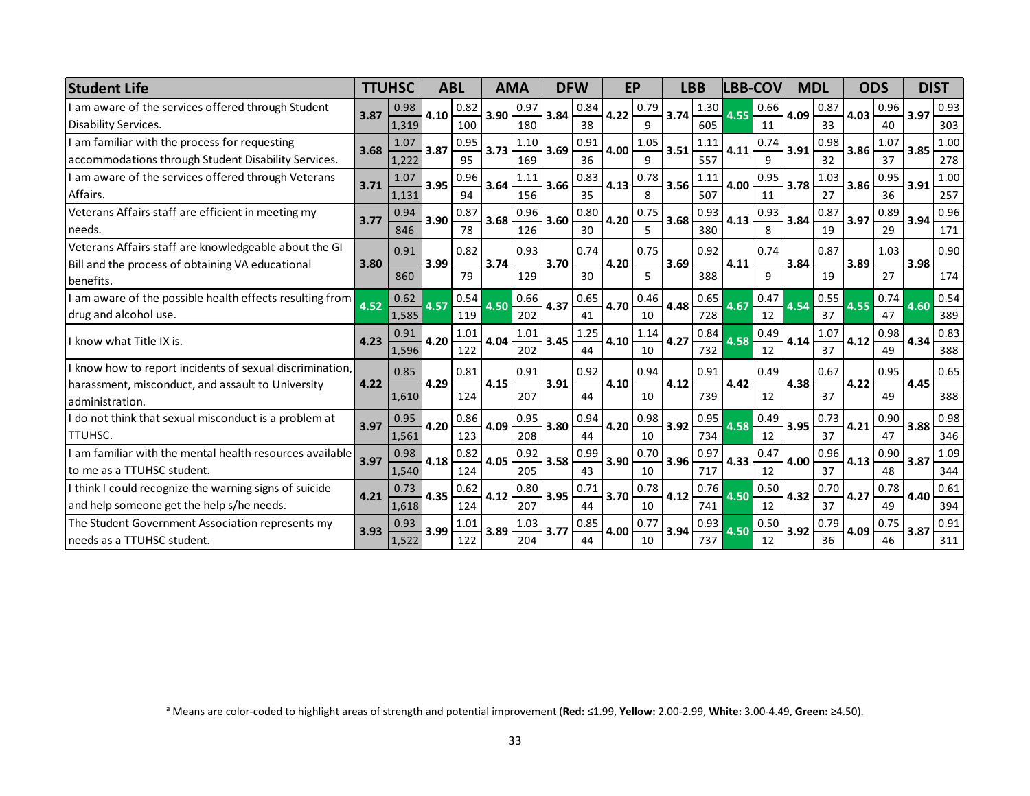| Student Life | TTUHSC | | | ABL | | | AMA | | | DFW | | | EP | | | LBB | | | LBB-COV | | | MDL | | | ODS | | | DIST | | |
|---|---|---|---|---|---|---|---|---|---|---|---|---|---|---|---|---|---|---|---|---|---|---|---|---|---|---|---|---|---|---|
| I am aware of the services offered through Student Disability Services. | 3.87 | 0.98 | 1,319 | 4.10 | 0.82 | 100 | 3.90 | 0.97 | 180 | 3.84 | 0.84 | 38 | 4.22 | 0.79 | 9 | 3.74 | 1.30 | 605 | 4.55 | 0.66 | 11 | 4.09 | 0.87 | 33 | 4.03 | 0.96 | 40 | 3.97 | 0.93 | 303 |
| I am familiar with the process for requesting accommodations through Student Disability Services. | 3.68 | 1.07 | 1,222 | 3.87 | 0.95 | 95 | 3.73 | 1.10 | 169 | 3.69 | 0.91 | 36 | 4.00 | 1.05 | 9 | 3.51 | 1.11 | 557 | 4.11 | 0.74 | 9 | 3.91 | 0.98 | 32 | 3.86 | 1.07 | 37 | 3.85 | 1.00 | 278 |
| I am aware of the services offered through Veterans Affairs. | 3.71 | 1.07 | 1,131 | 3.95 | 0.96 | 94 | 3.64 | 1.11 | 156 | 3.66 | 0.83 | 35 | 4.13 | 0.78 | 8 | 3.56 | 1.11 | 507 | 4.00 | 0.95 | 11 | 3.78 | 1.03 | 27 | 3.86 | 0.95 | 36 | 3.91 | 1.00 | 257 |
| Veterans Affairs staff are efficient in meeting my needs. | 3.77 | 0.94 | 846 | 3.90 | 0.87 | 78 | 3.68 | 0.96 | 126 | 3.60 | 0.80 | 30 | 4.20 | 0.75 | 5 | 3.68 | 0.93 | 380 | 4.13 | 0.93 | 8 | 3.84 | 0.87 | 19 | 3.97 | 0.89 | 29 | 3.94 | 0.96 | 171 |
| Veterans Affairs staff are knowledgeable about the GI Bill and the process of obtaining VA educational benefits. | 3.80 | 0.91 | 860 | 3.99 | 0.82 | 79 | 3.74 | 0.93 | 129 | 3.70 | 0.74 | 30 | 4.20 | 0.75 | 5 | 3.69 | 0.92 | 388 | 4.11 | 0.74 | 9 | 3.84 | 0.87 | 19 | 3.89 | 1.03 | 27 | 3.98 | 0.90 | 174 |
| I am aware of the possible health effects resulting from drug and alcohol use. | 4.52 | 0.62 | 1,585 | 4.57 | 0.54 | 119 | 4.50 | 0.66 | 202 | 4.37 | 0.65 | 41 | 4.70 | 0.46 | 10 | 4.48 | 0.65 | 728 | 4.67 | 0.47 | 12 | 4.54 | 0.55 | 37 | 4.55 | 0.74 | 47 | 4.60 | 0.54 | 389 |
| I know what Title IX is. | 4.23 | 0.91 | 1,596 | 4.20 | 1.01 | 122 | 4.04 | 1.01 | 202 | 3.45 | 1.25 | 44 | 4.10 | 1.14 | 10 | 4.27 | 0.84 | 732 | 4.58 | 0.49 | 12 | 4.14 | 1.07 | 37 | 4.12 | 0.98 | 49 | 4.34 | 0.83 | 388 |
| I know how to report incidents of sexual discrimination, harassment, misconduct, and assault to University administration. | 4.22 | 0.85 | 1,610 | 4.29 | 0.81 | 124 | 4.15 | 0.91 | 207 | 3.91 | 0.92 | 44 | 4.10 | 0.94 | 10 | 4.12 | 0.91 | 739 | 4.42 | 0.49 | 12 | 4.38 | 0.67 | 37 | 4.22 | 0.95 | 49 | 4.45 | 0.65 | 388 |
| I do not think that sexual misconduct is a problem at TTUHSC. | 3.97 | 0.95 | 1,561 | 4.20 | 0.86 | 123 | 4.09 | 0.95 | 208 | 3.80 | 0.94 | 44 | 4.20 | 0.98 | 10 | 3.92 | 0.95 | 734 | 4.58 | 0.49 | 12 | 3.95 | 0.73 | 37 | 4.21 | 0.90 | 47 | 3.88 | 0.98 | 346 |
| I am familiar with the mental health resources available to me as a TTUHSC student. | 3.97 | 0.98 | 1,540 | 4.18 | 0.82 | 124 | 4.05 | 0.92 | 205 | 3.58 | 0.99 | 43 | 3.90 | 0.70 | 10 | 3.96 | 0.97 | 717 | 4.33 | 0.47 | 12 | 4.00 | 0.96 | 37 | 4.13 | 0.90 | 48 | 3.87 | 1.09 | 344 |
| I think I could recognize the warning signs of suicide and help someone get the help s/he needs. | 4.21 | 0.73 | 1,618 | 4.35 | 0.62 | 124 | 4.12 | 0.80 | 207 | 3.95 | 0.71 | 44 | 3.70 | 0.78 | 10 | 4.12 | 0.76 | 741 | 4.50 | 0.50 | 12 | 4.32 | 0.70 | 37 | 4.27 | 0.78 | 49 | 4.40 | 0.61 | 394 |
| The Student Government Association represents my needs as a TTUHSC student. | 3.93 | 0.93 | 1,522 | 3.99 | 1.01 | 122 | 3.89 | 1.03 | 204 | 3.77 | 0.85 | 44 | 4.00 | 0.77 | 10 | 3.94 | 0.93 | 737 | 4.50 | 0.50 | 12 | 3.92 | 0.79 | 36 | 4.09 | 0.75 | 46 | 3.87 | 0.91 | 311 |

[a] Means are color-coded to highlight areas of strength and potential improvement (**Red:** ≤1.99, **Yellow:** 2.00-2.99, **White:** 3.00-4.49, **Green:** ≥4.50).